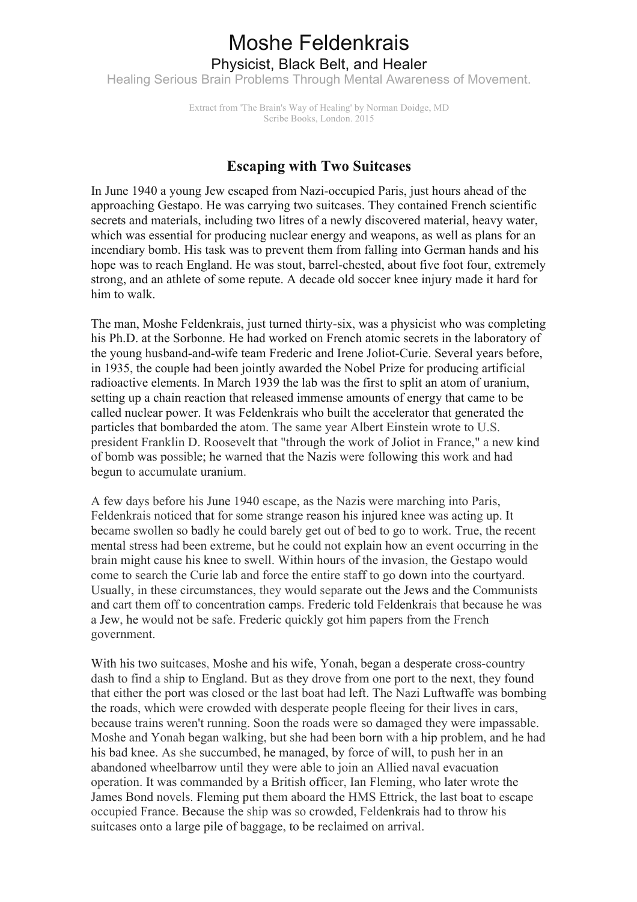# Moshe Feldenkrais

## Physicist, Black Belt, and Healer

Healing Serious Brain Problems Through Mental Awareness of Movement.

Extract from 'The Brain's Way of Healing' by Norman Doidge, MD
Scribe Books, London. 2015

### Escaping with Two Suitcases

In June 1940 a young Jew escaped from Nazi-occupied Paris, just hours ahead of the approaching Gestapo. He was carrying two suitcases. They contained French scientific secrets and materials, including two litres of a newly discovered material, heavy water, which was essential for producing nuclear energy and weapons, as well as plans for an incendiary bomb. His task was to prevent them from falling into German hands and his hope was to reach England. He was stout, barrel-chested, about five foot four, extremely strong, and an athlete of some repute. A decade old soccer knee injury made it hard for him to walk.

The man, Moshe Feldenkrais, just turned thirty-six, was a physicist who was completing his Ph.D. at the Sorbonne. He had worked on French atomic secrets in the laboratory of the young husband-and-wife team Frederic and Irene Joliot-Curie. Several years before, in 1935, the couple had been jointly awarded the Nobel Prize for producing artificial radioactive elements. In March 1939 the lab was the first to split an atom of uranium, setting up a chain reaction that released immense amounts of energy that came to be called nuclear power. It was Feldenkrais who built the accelerator that generated the particles that bombarded the atom. The same year Albert Einstein wrote to U.S. president Franklin D. Roosevelt that "through the work of Joliot in France," a new kind of bomb was possible; he warned that the Nazis were following this work and had begun to accumulate uranium.

A few days before his June 1940 escape, as the Nazis were marching into Paris, Feldenkrais noticed that for some strange reason his injured knee was acting up. It became swollen so badly he could barely get out of bed to go to work. True, the recent mental stress had been extreme, but he could not explain how an event occurring in the brain might cause his knee to swell. Within hours of the invasion, the Gestapo would come to search the Curie lab and force the entire staff to go down into the courtyard. Usually, in these circumstances, they would separate out the Jews and the Communists and cart them off to concentration camps. Frederic told Feldenkrais that because he was a Jew, he would not be safe. Frederic quickly got him papers from the French government.

With his two suitcases, Moshe and his wife, Yonah, began a desperate cross-country dash to find a ship to England. But as they drove from one port to the next, they found that either the port was closed or the last boat had left. The Nazi Luftwaffe was bombing the roads, which were crowded with desperate people fleeing for their lives in cars, because trains weren't running. Soon the roads were so damaged they were impassable. Moshe and Yonah began walking, but she had been born with a hip problem, and he had his bad knee. As she succumbed, he managed, by force of will, to push her in an abandoned wheelbarrow until they were able to join an Allied naval evacuation operation. It was commanded by a British officer, Ian Fleming, who later wrote the James Bond novels. Fleming put them aboard the HMS Ettrick, the last boat to escape occupied France. Because the ship was so crowded, Feldenkrais had to throw his suitcases onto a large pile of baggage, to be reclaimed on arrival.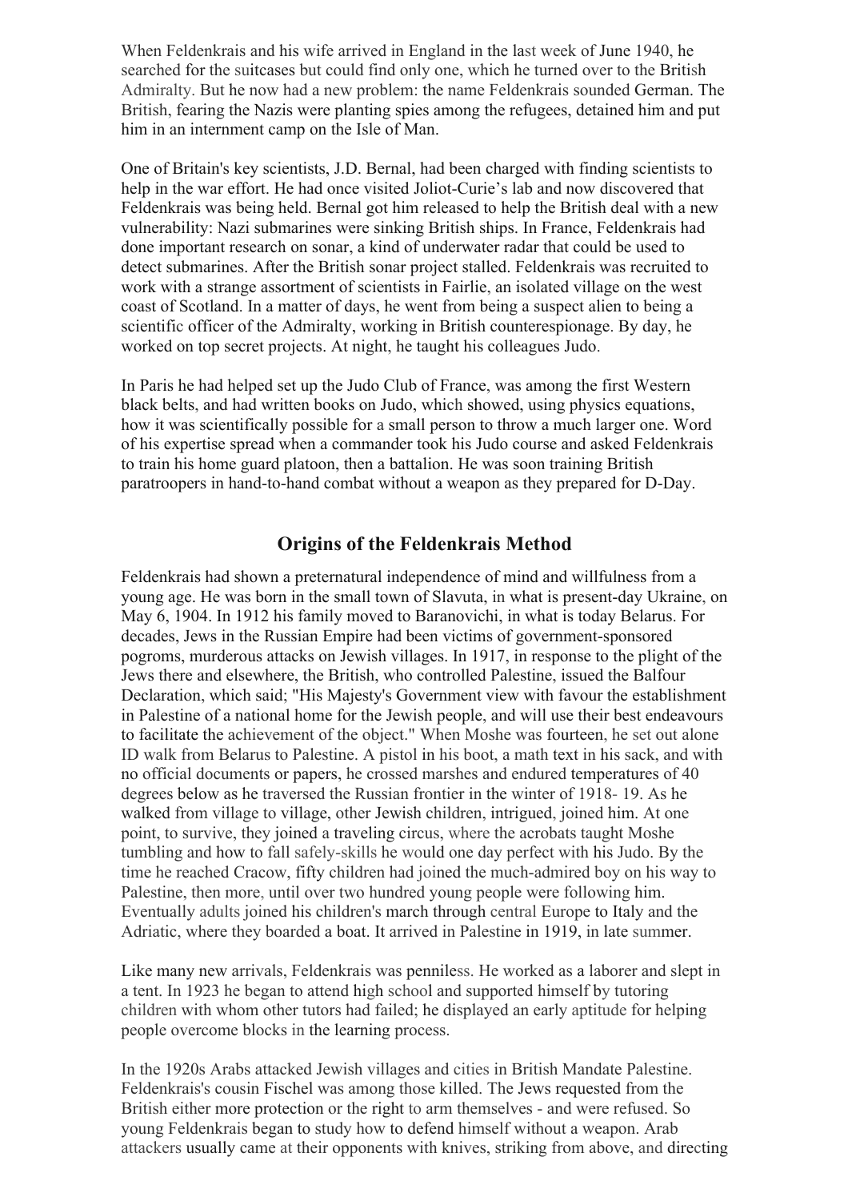When Feldenkrais and his wife arrived in England in the last week of June 1940, he searched for the suitcases but could find only one, which he turned over to the British Admiralty. But he now had a new problem: the name Feldenkrais sounded German. The British, fearing the Nazis were planting spies among the refugees, detained him and put him in an internment camp on the Isle of Man.

One of Britain's key scientists, J.D. Bernal, had been charged with finding scientists to help in the war effort. He had once visited Joliot-Curie's lab and now discovered that Feldenkrais was being held. Bernal got him released to help the British deal with a new vulnerability: Nazi submarines were sinking British ships. In France, Feldenkrais had done important research on sonar, a kind of underwater radar that could be used to detect submarines. After the British sonar project stalled. Feldenkrais was recruited to work with a strange assortment of scientists in Fairlie, an isolated village on the west coast of Scotland. In a matter of days, he went from being a suspect alien to being a scientific officer of the Admiralty, working in British counterespionage. By day, he worked on top secret projects. At night, he taught his colleagues Judo.

In Paris he had helped set up the Judo Club of France, was among the first Western black belts, and had written books on Judo, which showed, using physics equations, how it was scientifically possible for a small person to throw a much larger one. Word of his expertise spread when a commander took his Judo course and asked Feldenkrais to train his home guard platoon, then a battalion. He was soon training British paratroopers in hand-to-hand combat without a weapon as they prepared for D-Day.

## Origins of the Feldenkrais Method

Feldenkrais had shown a preternatural independence of mind and willfulness from a young age. He was born in the small town of Slavuta, in what is present-day Ukraine, on May 6, 1904. In 1912 his family moved to Baranovichi, in what is today Belarus. For decades, Jews in the Russian Empire had been victims of government-sponsored pogroms, murderous attacks on Jewish villages. In 1917, in response to the plight of the Jews there and elsewhere, the British, who controlled Palestine, issued the Balfour Declaration, which said; "His Majesty's Government view with favour the establishment in Palestine of a national home for the Jewish people, and will use their best endeavours to facilitate the achievement of the object." When Moshe was fourteen, he set out alone ID walk from Belarus to Palestine. A pistol in his boot, a math text in his sack, and with no official documents or papers, he crossed marshes and endured temperatures of 40 degrees below as he traversed the Russian frontier in the winter of 1918- 19. As he walked from village to village, other Jewish children, intrigued, joined him. At one point, to survive, they joined a traveling circus, where the acrobats taught Moshe tumbling and how to fall safely-skills he would one day perfect with his Judo. By the time he reached Cracow, fifty children had joined the much-admired boy on his way to Palestine, then more, until over two hundred young people were following him. Eventually adults joined his children's march through central Europe to Italy and the Adriatic, where they boarded a boat. It arrived in Palestine in 1919, in late summer.

Like many new arrivals, Feldenkrais was penniless. He worked as a laborer and slept in a tent. In 1923 he began to attend high school and supported himself by tutoring children with whom other tutors had failed; he displayed an early aptitude for helping people overcome blocks in the learning process.

In the 1920s Arabs attacked Jewish villages and cities in British Mandate Palestine. Feldenkrais's cousin Fischel was among those killed. The Jews requested from the British either more protection or the right to arm themselves - and were refused. So young Feldenkrais began to study how to defend himself without a weapon. Arab attackers usually came at their opponents with knives, striking from above, and directing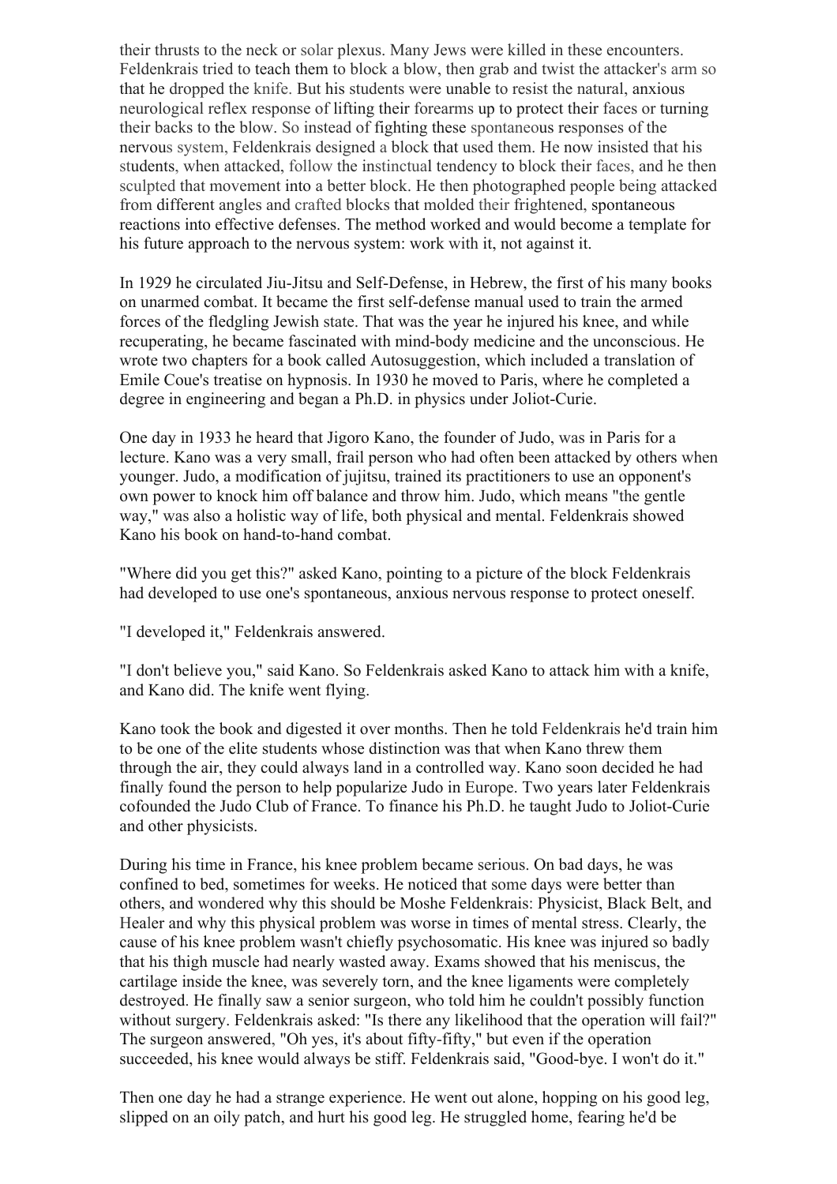their thrusts to the neck or solar plexus. Many Jews were killed in these encounters. Feldenkrais tried to teach them to block a blow, then grab and twist the attacker's arm so that he dropped the knife. But his students were unable to resist the natural, anxious neurological reflex response of lifting their forearms up to protect their faces or turning their backs to the blow. So instead of fighting these spontaneous responses of the nervous system, Feldenkrais designed a block that used them. He now insisted that his students, when attacked, follow the instinctual tendency to block their faces, and he then sculpted that movement into a better block. He then photographed people being attacked from different angles and crafted blocks that molded their frightened, spontaneous reactions into effective defenses. The method worked and would become a template for his future approach to the nervous system: work with it, not against it.

In 1929 he circulated Jiu-Jitsu and Self-Defense, in Hebrew, the first of his many books on unarmed combat. It became the first self-defense manual used to train the armed forces of the fledgling Jewish state. That was the year he injured his knee, and while recuperating, he became fascinated with mind-body medicine and the unconscious. He wrote two chapters for a book called Autosuggestion, which included a translation of Emile Coue's treatise on hypnosis. In 1930 he moved to Paris, where he completed a degree in engineering and began a Ph.D. in physics under Joliot-Curie.

One day in 1933 he heard that Jigoro Kano, the founder of Judo, was in Paris for a lecture. Kano was a very small, frail person who had often been attacked by others when younger. Judo, a modification of jujitsu, trained its practitioners to use an opponent's own power to knock him off balance and throw him. Judo, which means "the gentle way," was also a holistic way of life, both physical and mental. Feldenkrais showed Kano his book on hand-to-hand combat.

"Where did you get this?" asked Kano, pointing to a picture of the block Feldenkrais had developed to use one's spontaneous, anxious nervous response to protect oneself.

"I developed it," Feldenkrais answered.

"I don't believe you," said Kano. So Feldenkrais asked Kano to attack him with a knife, and Kano did. The knife went flying.

Kano took the book and digested it over months. Then he told Feldenkrais he'd train him to be one of the elite students whose distinction was that when Kano threw them through the air, they could always land in a controlled way. Kano soon decided he had finally found the person to help popularize Judo in Europe. Two years later Feldenkrais cofounded the Judo Club of France. To finance his Ph.D. he taught Judo to Joliot-Curie and other physicists.

During his time in France, his knee problem became serious. On bad days, he was confined to bed, sometimes for weeks. He noticed that some days were better than others, and wondered why this should be Moshe Feldenkrais: Physicist, Black Belt, and Healer and why this physical problem was worse in times of mental stress. Clearly, the cause of his knee problem wasn't chiefly psychosomatic. His knee was injured so badly that his thigh muscle had nearly wasted away. Exams showed that his meniscus, the cartilage inside the knee, was severely torn, and the knee ligaments were completely destroyed. He finally saw a senior surgeon, who told him he couldn't possibly function without surgery. Feldenkrais asked: "Is there any likelihood that the operation will fail?" The surgeon answered, "Oh yes, it's about fifty-fifty," but even if the operation succeeded, his knee would always be stiff. Feldenkrais said, "Good-bye. I won't do it."

Then one day he had a strange experience. He went out alone, hopping on his good leg, slipped on an oily patch, and hurt his good leg. He struggled home, fearing he'd be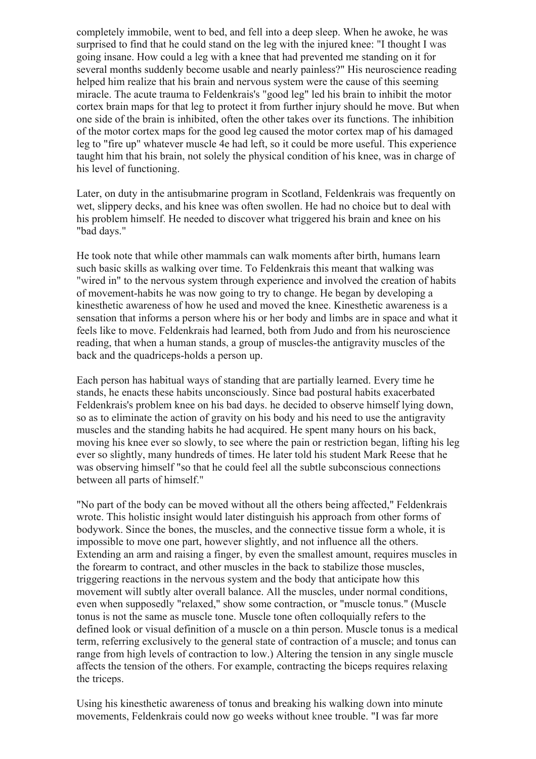completely immobile, went to bed, and fell into a deep sleep. When he awoke, he was surprised to find that he could stand on the leg with the injured knee: "I thought I was going insane. How could a leg with a knee that had prevented me standing on it for several months suddenly become usable and nearly painless?" His neuroscience reading helped him realize that his brain and nervous system were the cause of this seeming miracle. The acute trauma to Feldenkrais's "good leg" led his brain to inhibit the motor cortex brain maps for that leg to protect it from further injury should he move. But when one side of the brain is inhibited, often the other takes over its functions. The inhibition of the motor cortex maps for the good leg caused the motor cortex map of his damaged leg to "fire up" whatever muscle 4e had left, so it could be more useful. This experience taught him that his brain, not solely the physical condition of his knee, was in charge of his level of functioning.

Later, on duty in the antisubmarine program in Scotland, Feldenkrais was frequently on wet, slippery decks, and his knee was often swollen. He had no choice but to deal with his problem himself. He needed to discover what triggered his brain and knee on his "bad days."

He took note that while other mammals can walk moments after birth, humans learn such basic skills as walking over time. To Feldenkrais this meant that walking was "wired in" to the nervous system through experience and involved the creation of habits of movement-habits he was now going to try to change. He began by developing a kinesthetic awareness of how he used and moved the knee. Kinesthetic awareness is a sensation that informs a person where his or her body and limbs are in space and what it feels like to move. Feldenkrais had learned, both from Judo and from his neuroscience reading, that when a human stands, a group of muscles-the antigravity muscles of the back and the quadriceps-holds a person up.

Each person has habitual ways of standing that are partially learned. Every time he stands, he enacts these habits unconsciously. Since bad postural habits exacerbated Feldenkrais's problem knee on his bad days. he decided to observe himself lying down, so as to eliminate the action of gravity on his body and his need to use the antigravity muscles and the standing habits he had acquired. He spent many hours on his back, moving his knee ever so slowly, to see where the pain or restriction began, lifting his leg ever so slightly, many hundreds of times. He later told his student Mark Reese that he was observing himself "so that he could feel all the subtle subconscious connections between all parts of himself."

"No part of the body can be moved without all the others being affected," Feldenkrais wrote. This holistic insight would later distinguish his approach from other forms of bodywork. Since the bones, the muscles, and the connective tissue form a whole, it is impossible to move one part, however slightly, and not influence all the others. Extending an arm and raising a finger, by even the smallest amount, requires muscles in the forearm to contract, and other muscles in the back to stabilize those muscles, triggering reactions in the nervous system and the body that anticipate how this movement will subtly alter overall balance. All the muscles, under normal conditions, even when supposedly "relaxed," show some contraction, or "muscle tonus." (Muscle tonus is not the same as muscle tone. Muscle tone often colloquially refers to the defined look or visual definition of a muscle on a thin person. Muscle tonus is a medical term, referring exclusively to the general state of contraction of a muscle; and tonus can range from high levels of contraction to low.) Altering the tension in any single muscle affects the tension of the others. For example, contracting the biceps requires relaxing the triceps.

Using his kinesthetic awareness of tonus and breaking his walking down into minute movements, Feldenkrais could now go weeks without knee trouble. "I was far more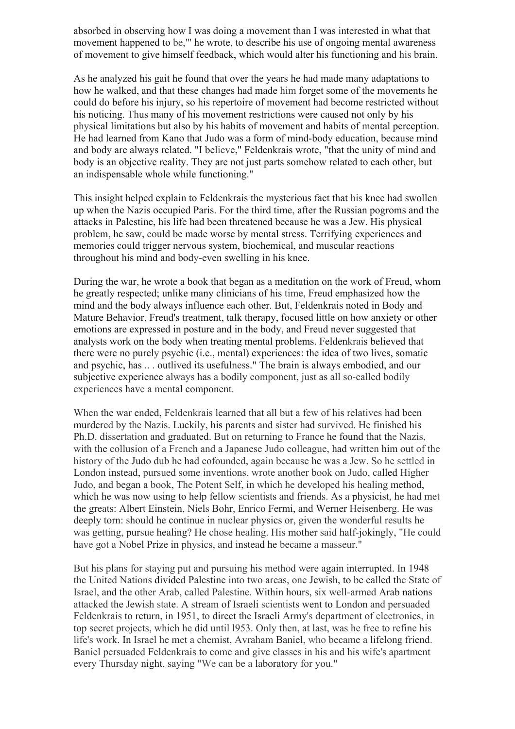absorbed in observing how I was doing a movement than I was interested in what that movement happened to be,'" he wrote, to describe his use of ongoing mental awareness of movement to give himself feedback, which would alter his functioning and his brain.

As he analyzed his gait he found that over the years he had made many adaptations to how he walked, and that these changes had made him forget some of the movements he could do before his injury, so his repertoire of movement had become restricted without his noticing. Thus many of his movement restrictions were caused not only by his physical limitations but also by his habits of movement and habits of mental perception. He had learned from Kano that Judo was a form of mind-body education, because mind and body are always related. "I believe," Feldenkrais wrote, "that the unity of mind and body is an objective reality. They are not just parts somehow related to each other, but an indispensable whole while functioning."

This insight helped explain to Feldenkrais the mysterious fact that his knee had swollen up when the Nazis occupied Paris. For the third time, after the Russian pogroms and the attacks in Palestine, his life had been threatened because he was a Jew. His physical problem, he saw, could be made worse by mental stress. Terrifying experiences and memories could trigger nervous system, biochemical, and muscular reactions throughout his mind and body-even swelling in his knee.

During the war, he wrote a book that began as a meditation on the work of Freud, whom he greatly respected; unlike many clinicians of his time, Freud emphasized how the mind and the body always influence each other. But, Feldenkrais noted in Body and Mature Behavior, Freud's treatment, talk therapy, focused little on how anxiety or other emotions are expressed in posture and in the body, and Freud never suggested that analysts work on the body when treating mental problems. Feldenkrais believed that there were no purely psychic (i.e., mental) experiences: the idea of two lives, somatic and psychic, has .. . outlived its usefulness." The brain is always embodied, and our subjective experience always has a bodily component, just as all so-called bodily experiences have a mental component.

When the war ended, Feldenkrais learned that all but a few of his relatives had been murdered by the Nazis. Luckily, his parents and sister had survived. He finished his Ph.D. dissertation and graduated. But on returning to France he found that the Nazis, with the collusion of a French and a Japanese Judo colleague, had written him out of the history of the Judo dub he had cofounded, again because he was a Jew. So he settled in London instead, pursued some inventions, wrote another book on Judo, called Higher Judo, and began a book, The Potent Self, in which he developed his healing method, which he was now using to help fellow scientists and friends. As a physicist, he had met the greats: Albert Einstein, Niels Bohr, Enrico Fermi, and Werner Heisenberg. He was deeply torn: should he continue in nuclear physics or, given the wonderful results he was getting, pursue healing? He chose healing. His mother said half-jokingly, "He could have got a Nobel Prize in physics, and instead he became a masseur."

But his plans for staying put and pursuing his method were again interrupted. In 1948 the United Nations divided Palestine into two areas, one Jewish, to be called the State of Israel, and the other Arab, called Palestine. Within hours, six well-armed Arab nations attacked the Jewish state. A stream of Israeli scientists went to London and persuaded Feldenkrais to return, in 1951, to direct the Israeli Army's department of electronics, in top secret projects, which he did until l953. Only then, at last, was he free to refine his life's work. In Israel he met a chemist, Avraham Baniel, who became a lifelong friend. Baniel persuaded Feldenkrais to come and give classes in his and his wife's apartment every Thursday night, saying "We can be a laboratory for you."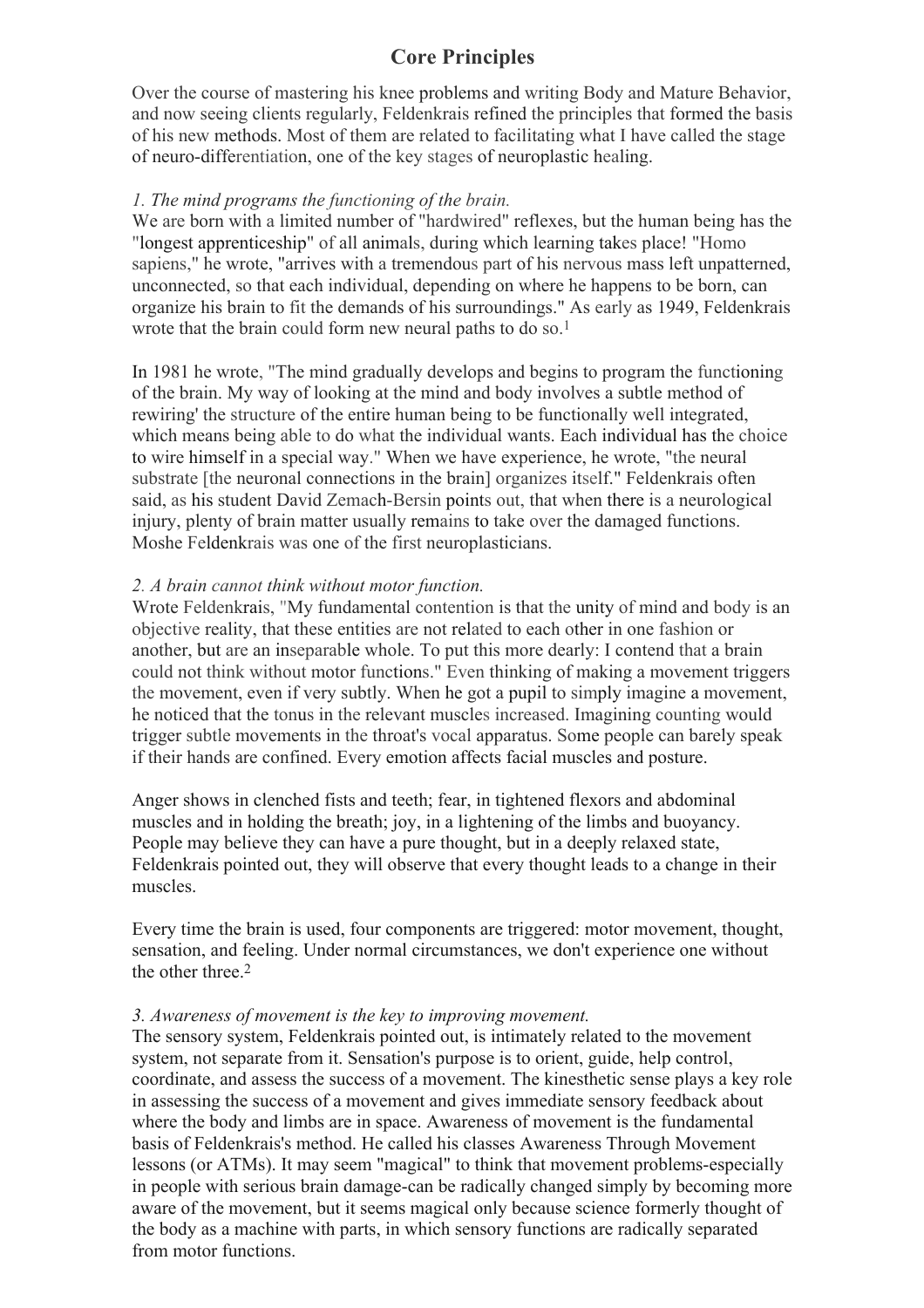## Core Principles

Over the course of mastering his knee problems and writing Body and Mature Behavior, and now seeing clients regularly, Feldenkrais refined the principles that formed the basis of his new methods. Most of them are related to facilitating what I have called the stage of neuro-differentiation, one of the key stages of neuroplastic healing.

*1. The mind programs the functioning of the brain.*
We are born with a limited number of "hardwired" reflexes, but the human being has the "longest apprenticeship" of all animals, during which learning takes place! "Homo sapiens," he wrote, "arrives with a tremendous part of his nervous mass left unpatterned, unconnected, so that each individual, depending on where he happens to be born, can organize his brain to fit the demands of his surroundings." As early as 1949, Feldenkrais wrote that the brain could form new neural paths to do so.[1]

In 1981 he wrote, "The mind gradually develops and begins to program the functioning of the brain. My way of looking at the mind and body involves a subtle method of rewiring' the structure of the entire human being to be functionally well integrated, which means being able to do what the individual wants. Each individual has the choice to wire himself in a special way." When we have experience, he wrote, "the neural substrate [the neuronal connections in the brain] organizes itself." Feldenkrais often said, as his student David Zemach-Bersin points out, that when there is a neurological injury, plenty of brain matter usually remains to take over the damaged functions. Moshe Feldenkrais was one of the first neuroplasticians.

*2. A brain cannot think without motor function.*
Wrote Feldenkrais, "My fundamental contention is that the unity of mind and body is an objective reality, that these entities are not related to each other in one fashion or another, but are an inseparable whole. To put this more dearly: I contend that a brain could not think without motor functions." Even thinking of making a movement triggers the movement, even if very subtly. When he got a pupil to simply imagine a movement, he noticed that the tonus in the relevant muscles increased. Imagining counting would trigger subtle movements in the throat's vocal apparatus. Some people can barely speak if their hands are confined. Every emotion affects facial muscles and posture.

Anger shows in clenched fists and teeth; fear, in tightened flexors and abdominal muscles and in holding the breath; joy, in a lightening of the limbs and buoyancy. People may believe they can have a pure thought, but in a deeply relaxed state, Feldenkrais pointed out, they will observe that every thought leads to a change in their muscles.

Every time the brain is used, four components are triggered: motor movement, thought, sensation, and feeling. Under normal circumstances, we don't experience one without the other three.[2]

*3. Awareness of movement is the key to improving movement.*
The sensory system, Feldenkrais pointed out, is intimately related to the movement system, not separate from it. Sensation's purpose is to orient, guide, help control, coordinate, and assess the success of a movement. The kinesthetic sense plays a key role in assessing the success of a movement and gives immediate sensory feedback about where the body and limbs are in space. Awareness of movement is the fundamental basis of Feldenkrais's method. He called his classes Awareness Through Movement lessons (or ATMs). It may seem "magical" to think that movement problems-especially in people with serious brain damage-can be radically changed simply by becoming more aware of the movement, but it seems magical only because science formerly thought of the body as a machine with parts, in which sensory functions are radically separated from motor functions.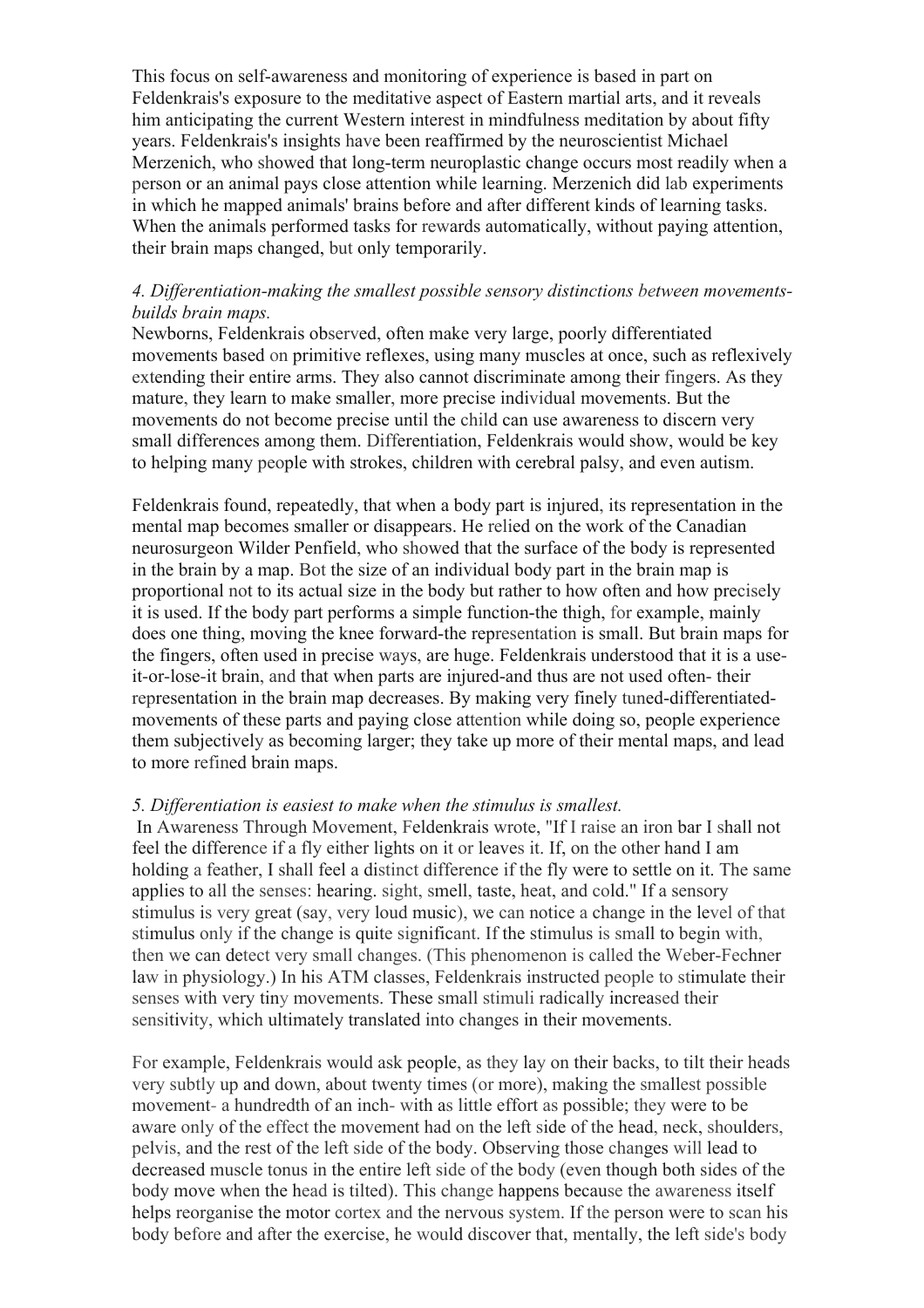This focus on self-awareness and monitoring of experience is based in part on Feldenkrais's exposure to the meditative aspect of Eastern martial arts, and it reveals him anticipating the current Western interest in mindfulness meditation by about fifty years. Feldenkrais's insights have been reaffirmed by the neuroscientist Michael Merzenich, who showed that long-term neuroplastic change occurs most readily when a person or an animal pays close attention while learning. Merzenich did lab experiments in which he mapped animals' brains before and after different kinds of learning tasks. When the animals performed tasks for rewards automatically, without paying attention, their brain maps changed, but only temporarily.

*4. Differentiation-making the smallest possible sensory distinctions between movements-builds brain maps.*

Newborns, Feldenkrais observed, often make very large, poorly differentiated movements based on primitive reflexes, using many muscles at once, such as reflexively extending their entire arms. They also cannot discriminate among their fingers. As they mature, they learn to make smaller, more precise individual movements. But the movements do not become precise until the child can use awareness to discern very small differences among them. Differentiation, Feldenkrais would show, would be key to helping many people with strokes, children with cerebral palsy, and even autism.

Feldenkrais found, repeatedly, that when a body part is injured, its representation in the mental map becomes smaller or disappears. He relied on the work of the Canadian neurosurgeon Wilder Penfield, who showed that the surface of the body is represented in the brain by a map. Bot the size of an individual body part in the brain map is proportional not to its actual size in the body but rather to how often and how precisely it is used. If the body part performs a simple function-the thigh, for example, mainly does one thing, moving the knee forward-the representation is small. But brain maps for the fingers, often used in precise ways, are huge. Feldenkrais understood that it is a use-it-or-lose-it brain, and that when parts are injured-and thus are not used often- their representation in the brain map decreases. By making very finely tuned-differentiated-movements of these parts and paying close attention while doing so, people experience them subjectively as becoming larger; they take up more of their mental maps, and lead to more refined brain maps.

*5. Differentiation is easiest to make when the stimulus is smallest.*

In Awareness Through Movement, Feldenkrais wrote, "If I raise an iron bar I shall not feel the difference if a fly either lights on it or leaves it. If, on the other hand I am holding a feather, I shall feel a distinct difference if the fly were to settle on it. The same applies to all the senses: hearing. sight, smell, taste, heat, and cold." If a sensory stimulus is very great (say, very loud music), we can notice a change in the level of that stimulus only if the change is quite significant. If the stimulus is small to begin with, then we can detect very small changes. (This phenomenon is called the Weber-Fechner law in physiology.) In his ATM classes, Feldenkrais instructed people to stimulate their senses with very tiny movements. These small stimuli radically increased their sensitivity, which ultimately translated into changes in their movements.

For example, Feldenkrais would ask people, as they lay on their backs, to tilt their heads very subtly up and down, about twenty times (or more), making the smallest possible movement- a hundredth of an inch- with as little effort as possible; they were to be aware only of the effect the movement had on the left side of the head, neck, shoulders, pelvis, and the rest of the left side of the body. Observing those changes will lead to decreased muscle tonus in the entire left side of the body (even though both sides of the body move when the head is tilted). This change happens because the awareness itself helps reorganise the motor cortex and the nervous system. If the person were to scan his body before and after the exercise, he would discover that, mentally, the left side's body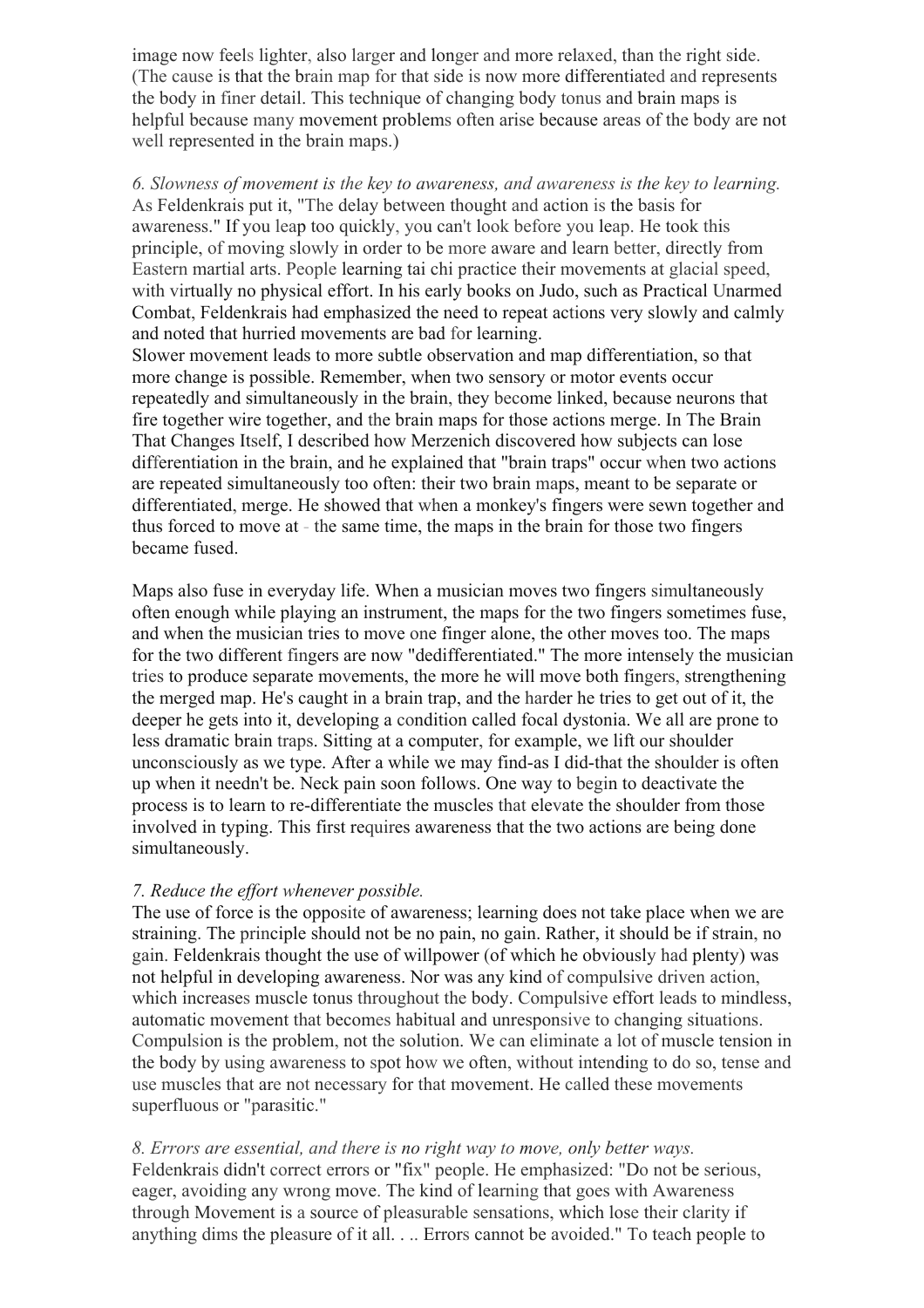image now feels lighter, also larger and longer and more relaxed, than the right side. (The cause is that the brain map for that side is now more differentiated and represents the body in finer detail. This technique of changing body tonus and brain maps is helpful because many movement problems often arise because areas of the body are not well represented in the brain maps.)

*6. Slowness of movement is the key to awareness, and awareness is the key to learning.* As Feldenkrais put it, "The delay between thought and action is the basis for awareness." If you leap too quickly, you can't look before you leap. He took this principle, of moving slowly in order to be more aware and learn better, directly from Eastern martial arts. People learning tai chi practice their movements at glacial speed, with virtually no physical effort. In his early books on Judo, such as Practical Unarmed Combat, Feldenkrais had emphasized the need to repeat actions very slowly and calmly and noted that hurried movements are bad for learning.

Slower movement leads to more subtle observation and map differentiation, so that more change is possible. Remember, when two sensory or motor events occur repeatedly and simultaneously in the brain, they become linked, because neurons that fire together wire together, and the brain maps for those actions merge. In The Brain That Changes Itself, I described how Merzenich discovered how subjects can lose differentiation in the brain, and he explained that "brain traps" occur when two actions are repeated simultaneously too often: their two brain maps, meant to be separate or differentiated, merge. He showed that when a monkey's fingers were sewn together and thus forced to move at the same time, the maps in the brain for those two fingers became fused.

Maps also fuse in everyday life. When a musician moves two fingers simultaneously often enough while playing an instrument, the maps for the two fingers sometimes fuse, and when the musician tries to move one finger alone, the other moves too. The maps for the two different fingers are now "dedifferentiated." The more intensely the musician tries to produce separate movements, the more he will move both fingers, strengthening the merged map. He's caught in a brain trap, and the harder he tries to get out of it, the deeper he gets into it, developing a condition called focal dystonia. We all are prone to less dramatic brain traps. Sitting at a computer, for example, we lift our shoulder unconsciously as we type. After a while we may find-as I did-that the shoulder is often up when it needn't be. Neck pain soon follows. One way to begin to deactivate the process is to learn to re-differentiate the muscles that elevate the shoulder from those involved in typing. This first requires awareness that the two actions are being done simultaneously.

*7. Reduce the effort whenever possible.*

The use of force is the opposite of awareness; learning does not take place when we are straining. The principle should not be no pain, no gain. Rather, it should be if strain, no gain. Feldenkrais thought the use of willpower (of which he obviously had plenty) was not helpful in developing awareness. Nor was any kind of compulsive driven action, which increases muscle tonus throughout the body. Compulsive effort leads to mindless, automatic movement that becomes habitual and unresponsive to changing situations. Compulsion is the problem, not the solution. We can eliminate a lot of muscle tension in the body by using awareness to spot how we often, without intending to do so, tense and use muscles that are not necessary for that movement. He called these movements superfluous or "parasitic."

*8. Errors are essential, and there is no right way to move, only better ways.*

Feldenkrais didn't correct errors or "fix" people. He emphasized: "Do not be serious, eager, avoiding any wrong move. The kind of learning that goes with Awareness through Movement is a source of pleasurable sensations, which lose their clarity if anything dims the pleasure of it all. . .. Errors cannot be avoided." To teach people to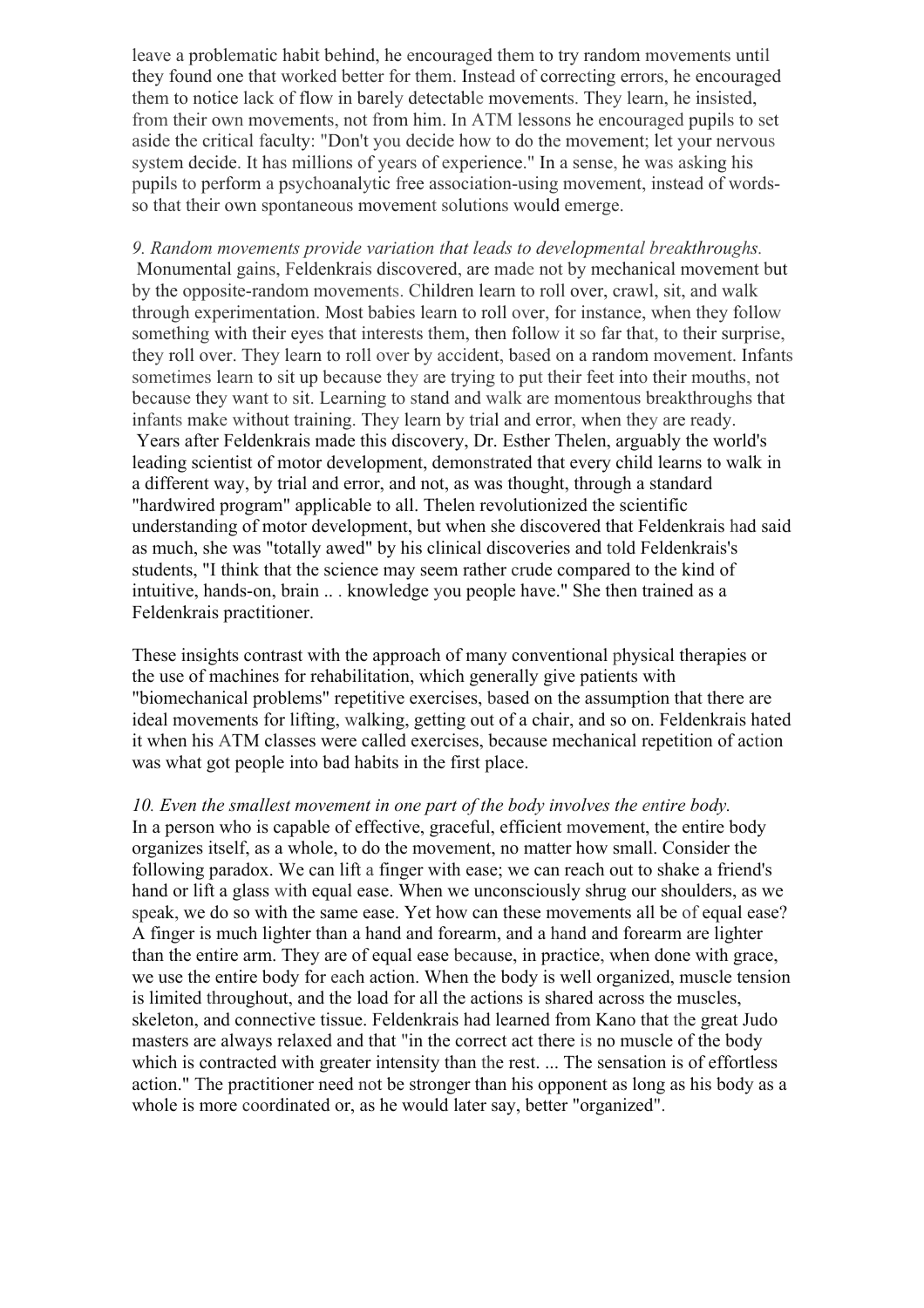leave a problematic habit behind, he encouraged them to try random movements until they found one that worked better for them. Instead of correcting errors, he encouraged them to notice lack of flow in barely detectable movements. They learn, he insisted, from their own movements, not from him. In ATM lessons he encouraged pupils to set aside the critical faculty: "Don't you decide how to do the movement; let your nervous system decide. It has millions of years of experience." In a sense, he was asking his pupils to perform a psychoanalytic free association-using movement, instead of words-so that their own spontaneous movement solutions would emerge.

*9. Random movements provide variation that leads to developmental breakthroughs.*
Monumental gains, Feldenkrais discovered, are made not by mechanical movement but by the opposite-random movements. Children learn to roll over, crawl, sit, and walk through experimentation. Most babies learn to roll over, for instance, when they follow something with their eyes that interests them, then follow it so far that, to their surprise, they roll over. They learn to roll over by accident, based on a random movement. Infants sometimes learn to sit up because they are trying to put their feet into their mouths, not because they want to sit. Learning to stand and walk are momentous breakthroughs that infants make without training. They learn by trial and error, when they are ready.
Years after Feldenkrais made this discovery, Dr. Esther Thelen, arguably the world's leading scientist of motor development, demonstrated that every child learns to walk in a different way, by trial and error, and not, as was thought, through a standard "hardwired program" applicable to all. Thelen revolutionized the scientific understanding of motor development, but when she discovered that Feldenkrais had said as much, she was "totally awed" by his clinical discoveries and told Feldenkrais's students, "I think that the science may seem rather crude compared to the kind of intuitive, hands-on, brain .. . knowledge you people have." She then trained as a Feldenkrais practitioner.

These insights contrast with the approach of many conventional physical therapies or the use of machines for rehabilitation, which generally give patients with "biomechanical problems" repetitive exercises, based on the assumption that there are ideal movements for lifting, walking, getting out of a chair, and so on. Feldenkrais hated it when his ATM classes were called exercises, because mechanical repetition of action was what got people into bad habits in the first place.

*10. Even the smallest movement in one part of the body involves the entire body.*
In a person who is capable of effective, graceful, efficient movement, the entire body organizes itself, as a whole, to do the movement, no matter how small. Consider the following paradox. We can lift a finger with ease; we can reach out to shake a friend's hand or lift a glass with equal ease. When we unconsciously shrug our shoulders, as we speak, we do so with the same ease. Yet how can these movements all be of equal ease? A finger is much lighter than a hand and forearm, and a hand and forearm are lighter than the entire arm. They are of equal ease because, in practice, when done with grace, we use the entire body for each action. When the body is well organized, muscle tension is limited throughout, and the load for all the actions is shared across the muscles, skeleton, and connective tissue. Feldenkrais had learned from Kano that the great Judo masters are always relaxed and that "in the correct act there is no muscle of the body which is contracted with greater intensity than the rest. ... The sensation is of effortless action." The practitioner need not be stronger than his opponent as long as his body as a whole is more coordinated or, as he would later say, better "organized".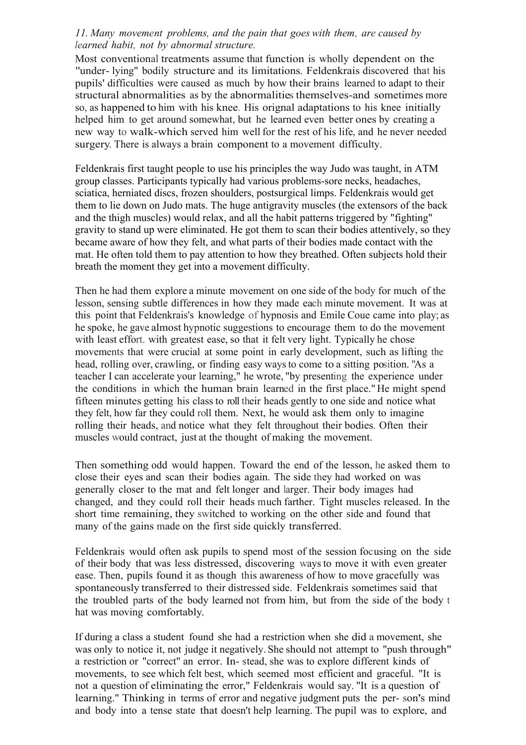*11. Many movement problems, and the pain that goes with them, are caused by learned habit, not by abnormal structure.*

Most conventional treatments assume that function is wholly dependent on the "under- lying" bodily structure and its limitations. Feldenkrais discovered that his pupils' difficulties were caused as much by how their brains learned to adapt to their structural abnormalities as by the abnormalities themselves-and sometimes more so, as happened to him with his knee. His orignal adaptations to his knee initially helped him to get around somewhat, but he learned even better ones by creating a new way to walk-which served him well for the rest of his life, and he never needed surgery. There is always a brain component to a movement difficulty.

Feldenkrais first taught people to use his principles the way Judo was taught, in ATM group classes. Participants typically had various problems-sore necks, headaches, sciatica, herniated discs, frozen shoulders, postsurgical limps. Feldenkrais would get them to lie down on Judo mats. The huge antigravity muscles (the extensors of the back and the thigh muscles) would relax, and all the habit patterns triggered by "fighting" gravity to stand up were eliminated. He got them to scan their bodies attentively, so they became aware of how they felt, and what parts of their bodies made contact with the mat. He often told them to pay attention to how they breathed. Often subjects hold their breath the moment they get into a movement difficulty.

Then he had them explore a minute movement on one side of the body for much of the lesson, sensing subtle differences in how they made each minute movement. It was at this point that Feldenkrais's knowledge of hypnosis and Emile Coue came into play; as he spoke, he gave almost hypnotic suggestions to encourage them to do the movement with least effort. with greatest ease, so that it felt very light. Typically he chose movements that were crucial at some point in early development, such as lifting the head, rolling over, crawling, or finding easy ways to come to a sitting position. "As a teacher I can accelerate your learning," he wrote, "by presenting the experience under the conditions in which the human brain learned in the first place." He might spend fifteen minutes getting his class to roll their heads gently to one side and notice what they felt, how far they could roll them. Next, he would ask them only to imagine rolling their heads, and notice what they felt throughout their bodies. Often their muscles would contract, just at the thought of making the movement.

Then something odd would happen. Toward the end of the lesson, he asked them to close their eyes and scan their bodies again. The side they had worked on was generally closer to the mat and felt longer and larger. Their body images had changed, and they could roll their heads much farther. Tight muscles released. In the short time remaining, they switched to working on the other side and found that many of the gains made on the first side quickly transferred.

Feldenkrais would often ask pupils to spend most of the session focusing on the side of their body that was less distressed, discovering ways to move it with even greater ease. Then, pupils found it as though this awareness of how to move gracefully was spontaneously transferred to their distressed side. Feldenkrais sometimes said that the troubled parts of the body learned not from him, but from the side of the body that was moving comfortably.

If during a class a student found she had a restriction when she did a movement, she was only to notice it, not judge it negatively. She should not attempt to "push through" a restriction or "correct" an error. In- stead, she was to explore different kinds of movements, to see which felt best, which seemed most efficient and graceful. "It is not a question of eliminating the error," Feldenkrais would say. "It is a question of learning." Thinking in terms of error and negative judgment puts the per- son's mind and body into a tense state that doesn't help learning. The pupil was to explore, and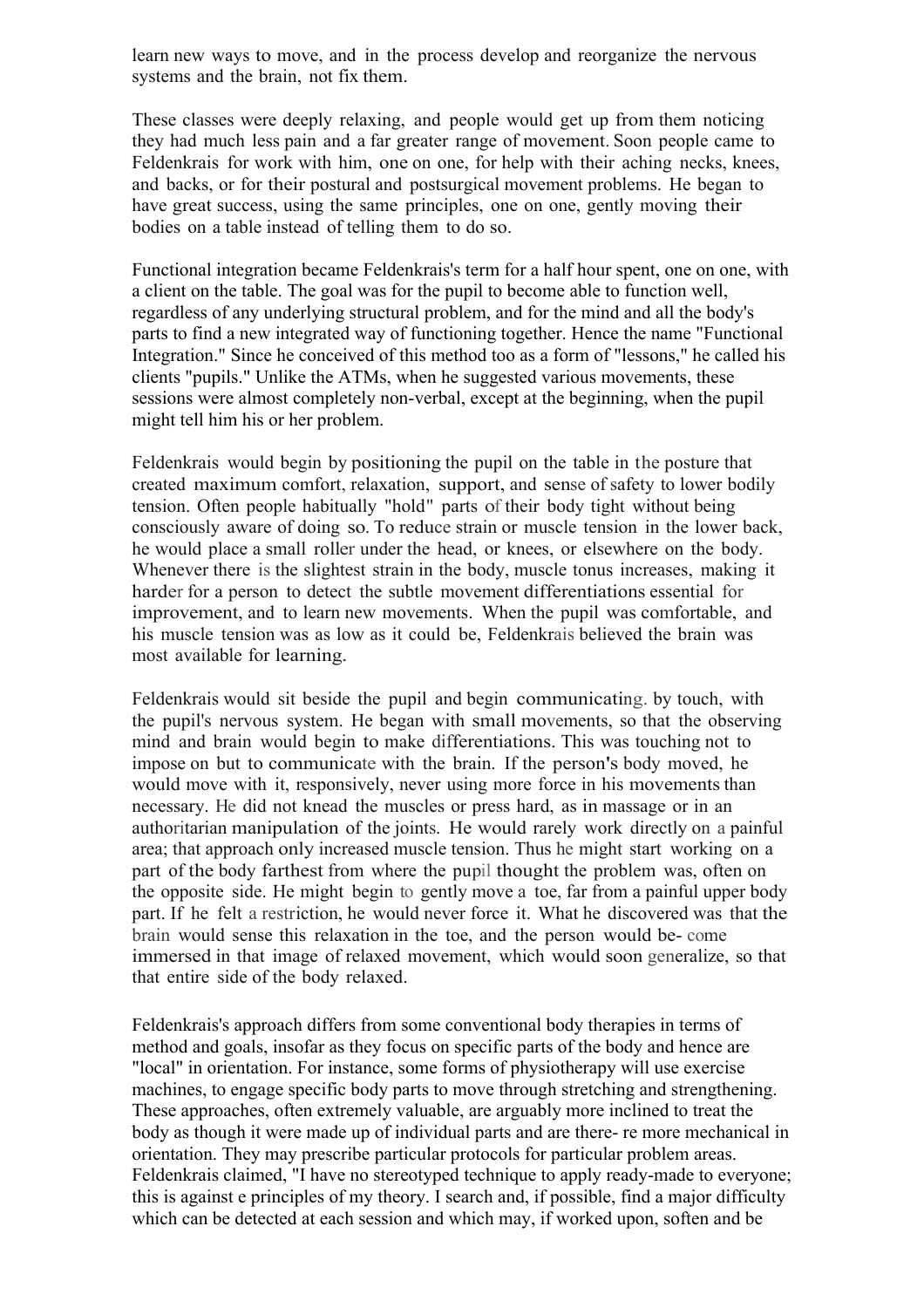learn new ways to move, and in the process develop and reorganize the nervous systems and the brain, not fix them.

These classes were deeply relaxing, and people would get up from them noticing they had much less pain and a far greater range of movement. Soon people came to Feldenkrais for work with him, one on one, for help with their aching necks, knees, and backs, or for their postural and postsurgical movement problems. He began to have great success, using the same principles, one on one, gently moving their bodies on a table instead of telling them to do so.

Functional integration became Feldenkrais's term for a half hour spent, one on one, with a client on the table. The goal was for the pupil to become able to function well, regardless of any underlying structural problem, and for the mind and all the body's parts to find a new integrated way of functioning together. Hence the name "Functional Integration." Since he conceived of this method too as a form of "lessons," he called his clients "pupils." Unlike the ATMs, when he suggested various movements, these sessions were almost completely non-verbal, except at the beginning, when the pupil might tell him his or her problem.

Feldenkrais would begin by positioning the pupil on the table in the posture that created maximum comfort, relaxation, support, and sense of safety to lower bodily tension. Often people habitually "hold" parts of their body tight without being consciously aware of doing so. To reduce strain or muscle tension in the lower back, he would place a small roller under the head, or knees, or elsewhere on the body. Whenever there is the slightest strain in the body, muscle tonus increases, making it harder for a person to detect the subtle movement differentiations essential for improvement, and to learn new movements. When the pupil was comfortable, and his muscle tension was as low as it could be, Feldenkrais believed the brain was most available for learning.

Feldenkrais would sit beside the pupil and begin communicating. by touch, with the pupil's nervous system. He began with small movements, so that the observing mind and brain would begin to make differentiations. This was touching not to impose on but to communicate with the brain. If the person's body moved, he would move with it, responsively, never using more force in his movements than necessary. He did not knead the muscles or press hard, as in massage or in an authoritarian manipulation of the joints. He would rarely work directly on a painful area; that approach only increased muscle tension. Thus he might start working on a part of the body farthest from where the pupil thought the problem was, often on the opposite side. He might begin to gently move a toe, far from a painful upper body part. If he felt a restriction, he would never force it. What he discovered was that the brain would sense this relaxation in the toe, and the person would be- come immersed in that image of relaxed movement, which would soon generalize, so that that entire side of the body relaxed.

Feldenkrais's approach differs from some conventional body therapies in terms of method and goals, insofar as they focus on specific parts of the body and hence are "local" in orientation. For instance, some forms of physiotherapy will use exercise machines, to engage specific body parts to move through stretching and strengthening. These approaches, often extremely valuable, are arguably more inclined to treat the body as though it were made up of individual parts and are there- re more mechanical in orientation. They may prescribe particular protocols for particular problem areas. Feldenkrais claimed, "I have no stereotyped technique to apply ready-made to everyone; this is against e principles of my theory. I search and, if possible, find a major difficulty which can be detected at each session and which may, if worked upon, soften and be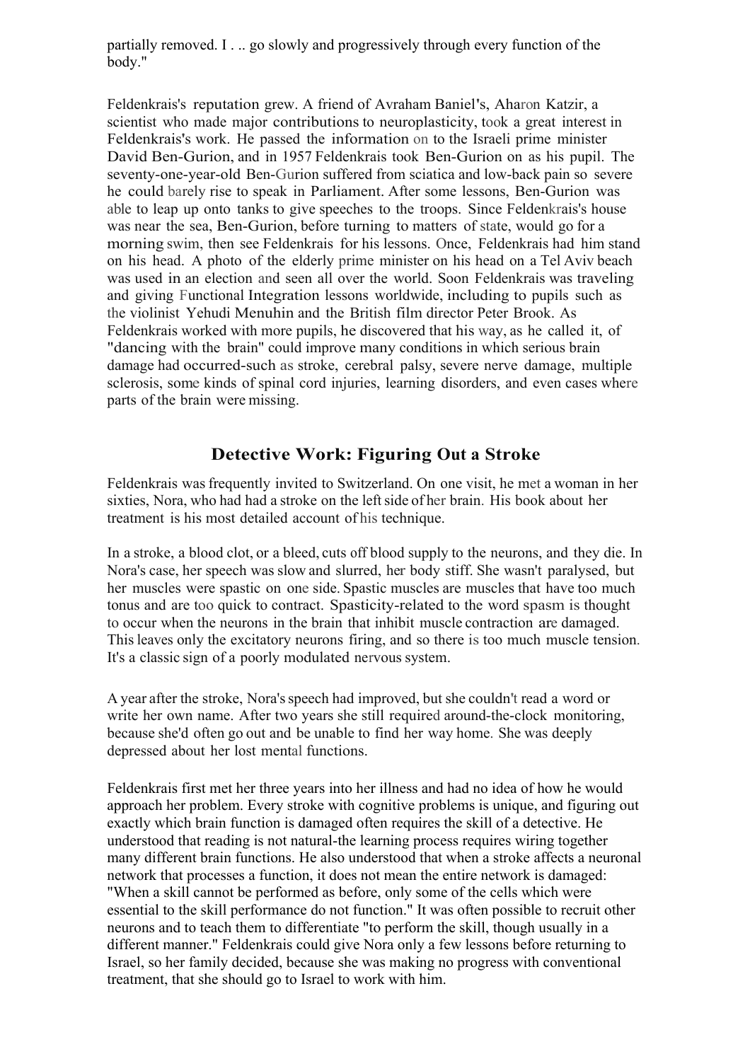partially removed. I . .. go slowly and progressively through every function of the body."

Feldenkrais's reputation grew. A friend of Avraham Baniel's, Aharon Katzir, a scientist who made major contributions to neuroplasticity, took a great interest in Feldenkrais's work. He passed the information on to the Israeli prime minister David Ben-Gurion, and in 1957 Feldenkrais took Ben-Gurion on as his pupil. The seventy-one-year-old Ben-Gurion suffered from sciatica and low-back pain so severe he could barely rise to speak in Parliament. After some lessons, Ben-Gurion was able to leap up onto tanks to give speeches to the troops. Since Feldenkrais's house was near the sea, Ben-Gurion, before turning to matters of state, would go for a morning swim, then see Feldenkrais for his lessons. Once, Feldenkrais had him stand on his head. A photo of the elderly prime minister on his head on a Tel Aviv beach was used in an election and seen all over the world. Soon Feldenkrais was traveling and giving Functional Integration lessons worldwide, including to pupils such as the violinist Yehudi Menuhin and the British film director Peter Brook. As Feldenkrais worked with more pupils, he discovered that his way, as he called it, of "dancing with the brain" could improve many conditions in which serious brain damage had occurred-such as stroke, cerebral palsy, severe nerve damage, multiple sclerosis, some kinds of spinal cord injuries, learning disorders, and even cases where parts of the brain were missing.

## Detective Work: Figuring Out a Stroke

Feldenkrais was frequently invited to Switzerland. On one visit, he met a woman in her sixties, Nora, who had had a stroke on the left side of her brain. His book about her treatment is his most detailed account of his technique.

In a stroke, a blood clot, or a bleed, cuts off blood supply to the neurons, and they die. In Nora's case, her speech was slow and slurred, her body stiff. She wasn't paralysed, but her muscles were spastic on one side. Spastic muscles are muscles that have too much tonus and are too quick to contract. Spasticity-related to the word spasm is thought to occur when the neurons in the brain that inhibit muscle contraction are damaged. This leaves only the excitatory neurons firing, and so there is too much muscle tension. It's a classic sign of a poorly modulated nervous system.

A year after the stroke, Nora's speech had improved, but she couldn't read a word or write her own name. After two years she still required around-the-clock monitoring, because she'd often go out and be unable to find her way home. She was deeply depressed about her lost mental functions.

Feldenkrais first met her three years into her illness and had no idea of how he would approach her problem. Every stroke with cognitive problems is unique, and figuring out exactly which brain function is damaged often requires the skill of a detective. He understood that reading is not natural-the learning process requires wiring together many different brain functions. He also understood that when a stroke affects a neuronal network that processes a function, it does not mean the entire network is damaged: "When a skill cannot be performed as before, only some of the cells which were essential to the skill performance do not function." It was often possible to recruit other neurons and to teach them to differentiate "to perform the skill, though usually in a different manner." Feldenkrais could give Nora only a few lessons before returning to Israel, so her family decided, because she was making no progress with conventional treatment, that she should go to Israel to work with him.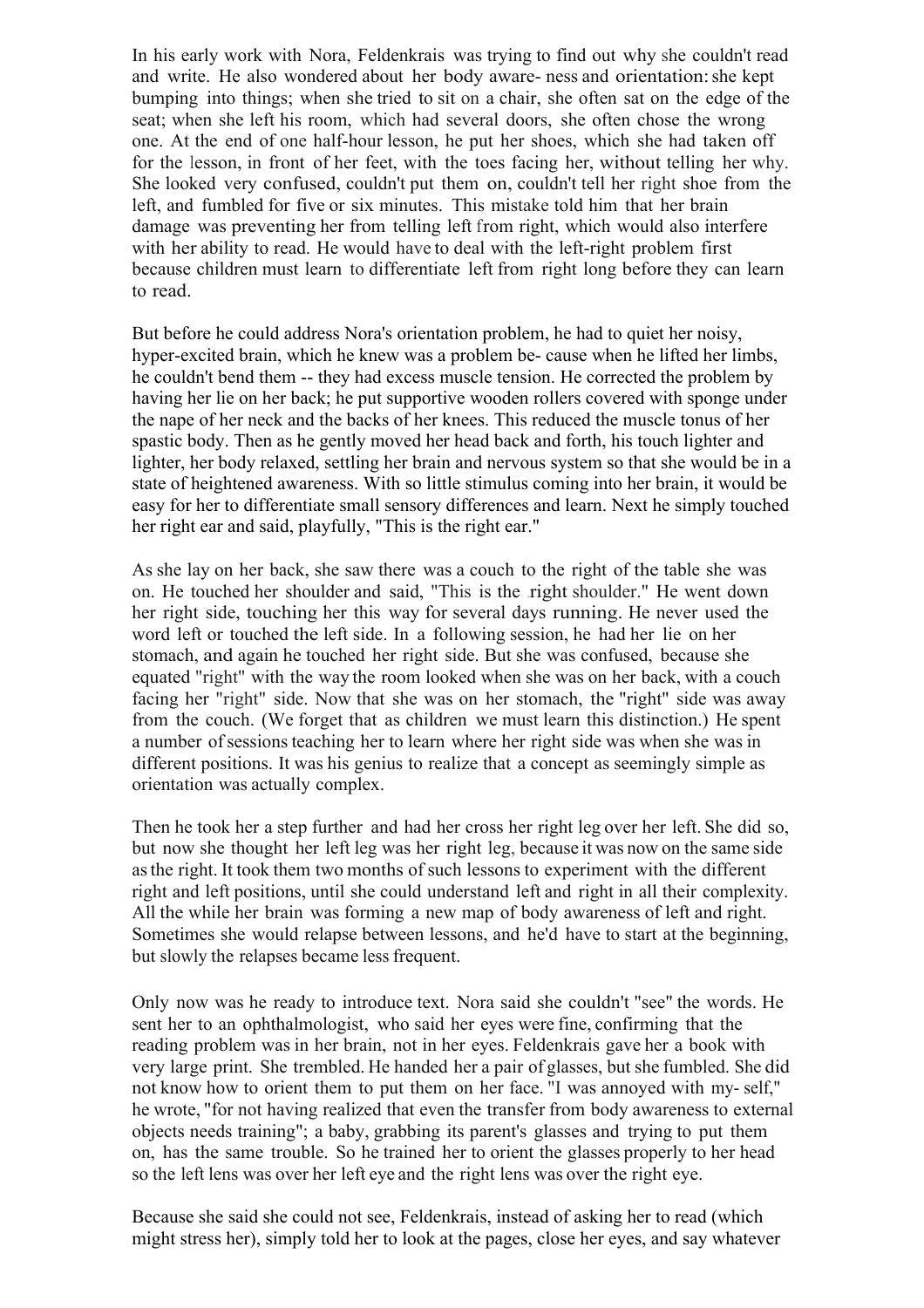In his early work with Nora, Feldenkrais was trying to find out why she couldn't read and write. He also wondered about her body aware- ness and orientation: she kept bumping into things; when she tried to sit on a chair, she often sat on the edge of the seat; when she left his room, which had several doors, she often chose the wrong one. At the end of one half-hour lesson, he put her shoes, which she had taken off for the lesson, in front of her feet, with the toes facing her, without telling her why. She looked very confused, couldn't put them on, couldn't tell her right shoe from the left, and fumbled for five or six minutes. This mistake told him that her brain damage was preventing her from telling left from right, which would also interfere with her ability to read. He would have to deal with the left-right problem first because children must learn to differentiate left from right long before they can learn to read.

But before he could address Nora's orientation problem, he had to quiet her noisy, hyper-excited brain, which he knew was a problem be- cause when he lifted her limbs, he couldn't bend them -- they had excess muscle tension. He corrected the problem by having her lie on her back; he put supportive wooden rollers covered with sponge under the nape of her neck and the backs of her knees. This reduced the muscle tonus of her spastic body. Then as he gently moved her head back and forth, his touch lighter and lighter, her body relaxed, settling her brain and nervous system so that she would be in a state of heightened awareness. With so little stimulus coming into her brain, it would be easy for her to differentiate small sensory differences and learn. Next he simply touched her right ear and said, playfully, "This is the right ear."

As she lay on her back, she saw there was a couch to the right of the table she was on. He touched her shoulder and said, "This is the right shoulder." He went down her right side, touching her this way for several days running. He never used the word left or touched the left side. In a following session, he had her lie on her stomach, and again he touched her right side. But she was confused, because she equated "right" with the way the room looked when she was on her back, with a couch facing her "right" side. Now that she was on her stomach, the "right" side was away from the couch. (We forget that as children we must learn this distinction.) He spent a number of sessions teaching her to learn where her right side was when she was in different positions. It was his genius to realize that a concept as seemingly simple as orientation was actually complex.

Then he took her a step further and had her cross her right leg over her left. She did so, but now she thought her left leg was her right leg, because it was now on the same side as the right. It took them two months of such lessons to experiment with the different right and left positions, until she could understand left and right in all their complexity. All the while her brain was forming a new map of body awareness of left and right. Sometimes she would relapse between lessons, and he'd have to start at the beginning, but slowly the relapses became less frequent.

Only now was he ready to introduce text. Nora said she couldn't "see" the words. He sent her to an ophthalmologist, who said her eyes were fine, confirming that the reading problem was in her brain, not in her eyes. Feldenkrais gave her a book with very large print. She trembled. He handed her a pair of glasses, but she fumbled. She did not know how to orient them to put them on her face. "I was annoyed with my- self," he wrote, "for not having realized that even the transfer from body awareness to external objects needs training"; a baby, grabbing its parent's glasses and trying to put them on, has the same trouble. So he trained her to orient the glasses properly to her head so the left lens was over her left eye and the right lens was over the right eye.

Because she said she could not see, Feldenkrais, instead of asking her to read (which might stress her), simply told her to look at the pages, close her eyes, and say whatever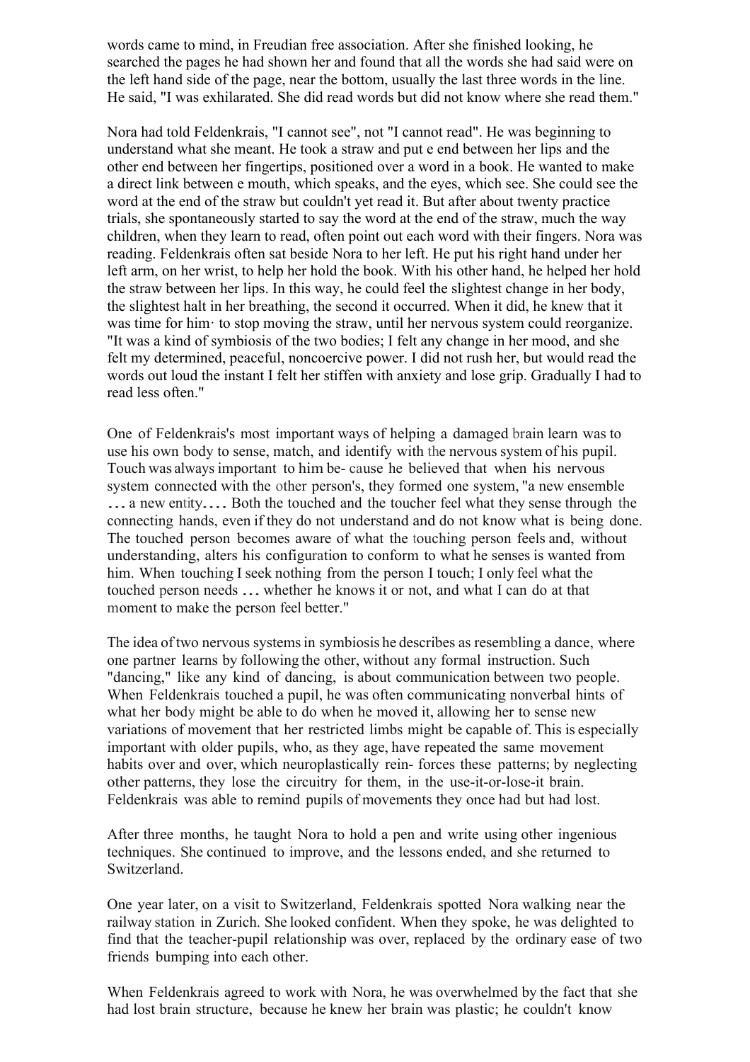words came to mind, in Freudian free association. After she finished looking, he searched the pages he had shown her and found that all the words she had said were on the left hand side of the page, near the bottom, usually the last three words in the line. He said, "I was exhilarated. She did read words but did not know where she read them."

Nora had told Feldenkrais, "I cannot see", not "I cannot read". He was beginning to understand what she meant. He took a straw and put e end between her lips and the other end between her fingertips, positioned over a word in a book. He wanted to make a direct link between e mouth, which speaks, and the eyes, which see. She could see the word at the end of the straw but couldn't yet read it. But after about twenty practice trials, she spontaneously started to say the word at the end of the straw, much the way children, when they learn to read, often point out each word with their fingers. Nora was reading. Feldenkrais often sat beside Nora to her left. He put his right hand under her left arm, on her wrist, to help her hold the book. With his other hand, he helped her hold the straw between her lips. In this way, he could feel the slightest change in her body, the slightest halt in her breathing, the second it occurred. When it did, he knew that it was time for him· to stop moving the straw, until her nervous system could reorganize. "It was a kind of symbiosis of the two bodies; I felt any change in her mood, and she felt my determined, peaceful, noncoercive power. I did not rush her, but would read the words out loud the instant I felt her stiffen with anxiety and lose grip. Gradually I had to read less often."

One of Feldenkrais's most important ways of helping a damaged brain learn was to use his own body to sense, match, and identify with the nervous system of his pupil. Touch was always important to him be- cause he believed that when his nervous system connected with the other person's, they formed one system, "a new ensemble ... a new entity.... Both the touched and the toucher feel what they sense through the connecting hands, even if they do not understand and do not know what is being done. The touched person becomes aware of what the touching person feels and, without understanding, alters his configuration to conform to what he senses is wanted from him. When touching I seek nothing from the person I touch; I only feel what the touched person needs ... whether he knows it or not, and what I can do at that moment to make the person feel better."

The idea of two nervous systems in symbiosis he describes as resembling a dance, where one partner learns by following the other, without any formal instruction. Such "dancing," like any kind of dancing, is about communication between two people. When Feldenkrais touched a pupil, he was often communicating nonverbal hints of what her body might be able to do when he moved it, allowing her to sense new variations of movement that her restricted limbs might be capable of. This is especially important with older pupils, who, as they age, have repeated the same movement habits over and over, which neuroplastically rein- forces these patterns; by neglecting other patterns, they lose the circuitry for them, in the use-it-or-lose-it brain. Feldenkrais was able to remind pupils of movements they once had but had lost.

After three months, he taught Nora to hold a pen and write using other ingenious techniques. She continued to improve, and the lessons ended, and she returned to Switzerland.

One year later, on a visit to Switzerland, Feldenkrais spotted Nora walking near the railway station in Zurich. She looked confident. When they spoke, he was delighted to find that the teacher-pupil relationship was over, replaced by the ordinary ease of two friends bumping into each other.

When Feldenkrais agreed to work with Nora, he was overwhelmed by the fact that she had lost brain structure, because he knew her brain was plastic; he couldn't know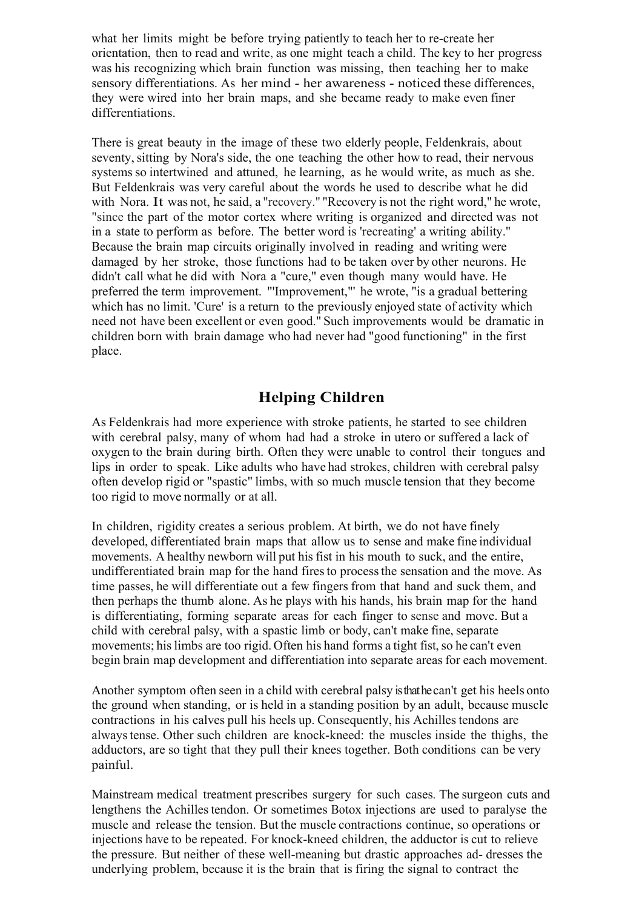what her limits might be before trying patiently to teach her to re-create her orientation, then to read and write, as one might teach a child. The key to her progress was his recognizing which brain function was missing, then teaching her to make sensory differentiations. As her mind - her awareness - noticed these differences, they were wired into her brain maps, and she became ready to make even finer differentiations.

There is great beauty in the image of these two elderly people, Feldenkrais, about seventy, sitting by Nora's side, the one teaching the other how to read, their nervous systems so intertwined and attuned, he learning, as he would write, as much as she. But Feldenkrais was very careful about the words he used to describe what he did with Nora. It was not, he said, a "recovery." "Recovery is not the right word," he wrote, "since the part of the motor cortex where writing is organized and directed was not in a state to perform as before. The better word is 'recreating' a writing ability." Because the brain map circuits originally involved in reading and writing were damaged by her stroke, those functions had to be taken over by other neurons. He didn't call what he did with Nora a "cure," even though many would have. He preferred the term improvement. "'Improvement,'" he wrote, "is a gradual bettering which has no limit. 'Cure' is a return to the previously enjoyed state of activity which need not have been excellent or even good." Such improvements would be dramatic in children born with brain damage who had never had "good functioning" in the first place.

## Helping Children

As Feldenkrais had more experience with stroke patients, he started to see children with cerebral palsy, many of whom had had a stroke in utero or suffered a lack of oxygen to the brain during birth. Often they were unable to control their tongues and lips in order to speak. Like adults who have had strokes, children with cerebral palsy often develop rigid or "spastic" limbs, with so much muscle tension that they become too rigid to move normally or at all.

In children, rigidity creates a serious problem. At birth, we do not have finely developed, differentiated brain maps that allow us to sense and make fine individual movements. A healthy newborn will put his fist in his mouth to suck, and the entire, undifferentiated brain map for the hand fires to process the sensation and the move. As time passes, he will differentiate out a few fingers from that hand and suck them, and then perhaps the thumb alone. As he plays with his hands, his brain map for the hand is differentiating, forming separate areas for each finger to sense and move. But a child with cerebral palsy, with a spastic limb or body, can't make fine, separate movements; his limbs are too rigid. Often his hand forms a tight fist, so he can't even begin brain map development and differentiation into separate areas for each movement.

Another symptom often seen in a child with cerebral palsy is that he can't get his heels onto the ground when standing, or is held in a standing position by an adult, because muscle contractions in his calves pull his heels up. Consequently, his Achilles tendons are always tense. Other such children are knock-kneed: the muscles inside the thighs, the adductors, are so tight that they pull their knees together. Both conditions can be very painful.

Mainstream medical treatment prescribes surgery for such cases. The surgeon cuts and lengthens the Achilles tendon. Or sometimes Botox injections are used to paralyse the muscle and release the tension. But the muscle contractions continue, so operations or injections have to be repeated. For knock-kneed children, the adductor is cut to relieve the pressure. But neither of these well-meaning but drastic approaches ad- dresses the underlying problem, because it is the brain that is firing the signal to contract the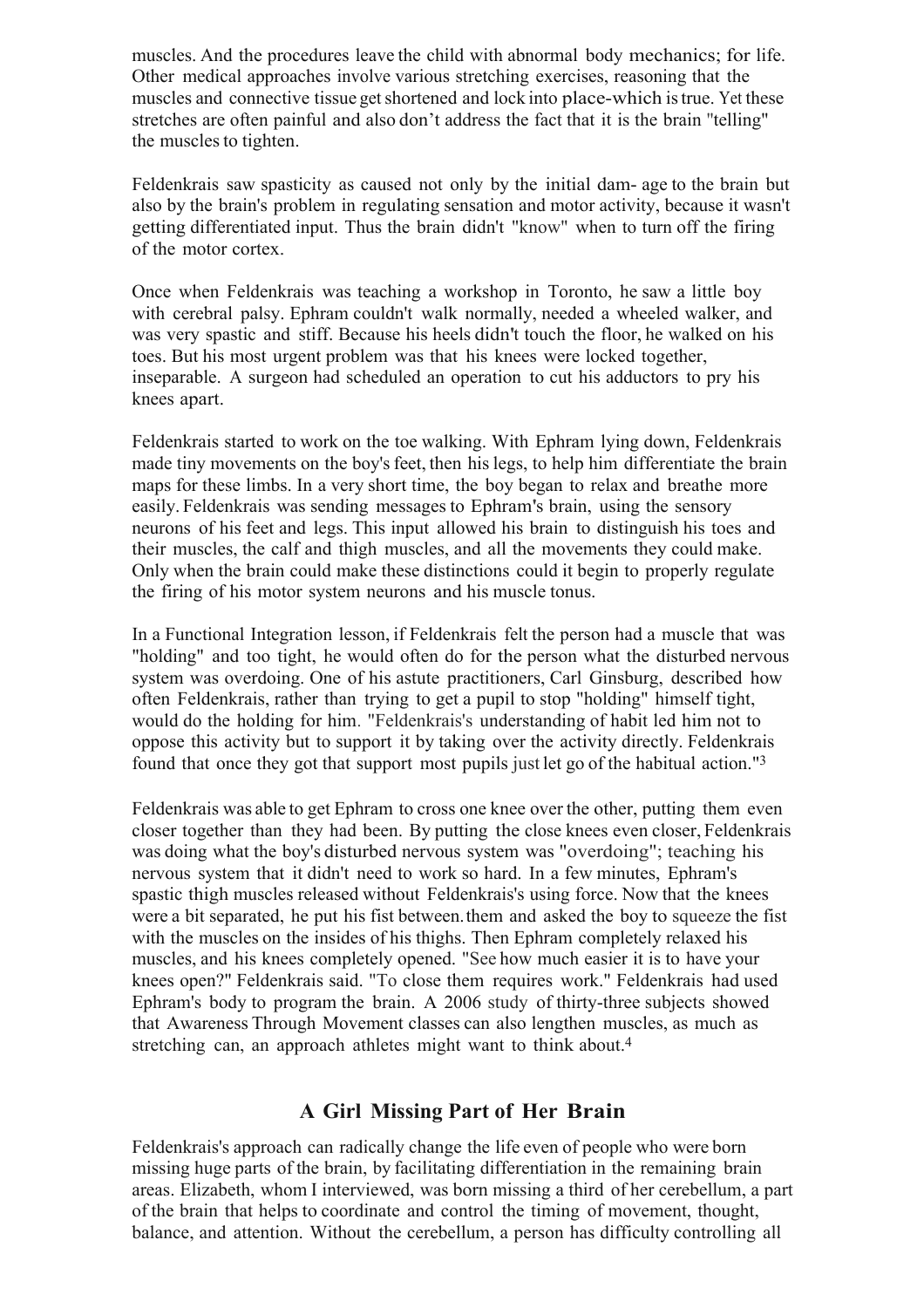muscles. And the procedures leave the child with abnormal body mechanics; for life. Other medical approaches involve various stretching exercises, reasoning that the muscles and connective tissue get shortened and lock into place-which is true. Yet these stretches are often painful and also don't address the fact that it is the brain "telling" the muscles to tighten.

Feldenkrais saw spasticity as caused not only by the initial dam- age to the brain but also by the brain's problem in regulating sensation and motor activity, because it wasn't getting differentiated input. Thus the brain didn't "know" when to turn off the firing of the motor cortex.

Once when Feldenkrais was teaching a workshop in Toronto, he saw a little boy with cerebral palsy. Ephram couldn't walk normally, needed a wheeled walker, and was very spastic and stiff. Because his heels didn't touch the floor, he walked on his toes. But his most urgent problem was that his knees were locked together, inseparable. A surgeon had scheduled an operation to cut his adductors to pry his knees apart.

Feldenkrais started to work on the toe walking. With Ephram lying down, Feldenkrais made tiny movements on the boy's feet, then his legs, to help him differentiate the brain maps for these limbs. In a very short time, the boy began to relax and breathe more easily. Feldenkrais was sending messages to Ephram's brain, using the sensory neurons of his feet and legs. This input allowed his brain to distinguish his toes and their muscles, the calf and thigh muscles, and all the movements they could make. Only when the brain could make these distinctions could it begin to properly regulate the firing of his motor system neurons and his muscle tonus.

In a Functional Integration lesson, if Feldenkrais felt the person had a muscle that was "holding" and too tight, he would often do for the person what the disturbed nervous system was overdoing. One of his astute practitioners, Carl Ginsburg, described how often Feldenkrais, rather than trying to get a pupil to stop "holding" himself tight, would do the holding for him. "Feldenkrais's understanding of habit led him not to oppose this activity but to support it by taking over the activity directly. Feldenkrais found that once they got that support most pupils just let go of the habitual action."[3]

Feldenkrais was able to get Ephram to cross one knee over the other, putting them even closer together than they had been. By putting the close knees even closer, Feldenkrais was doing what the boy's disturbed nervous system was "overdoing"; teaching his nervous system that it didn't need to work so hard. In a few minutes, Ephram's spastic thigh muscles released without Feldenkrais's using force. Now that the knees were a bit separated, he put his fist between.them and asked the boy to squeeze the fist with the muscles on the insides of his thighs. Then Ephram completely relaxed his muscles, and his knees completely opened. "See how much easier it is to have your knees open?" Feldenkrais said. "To close them requires work." Feldenkrais had used Ephram's body to program the brain. A 2006 study of thirty-three subjects showed that Awareness Through Movement classes can also lengthen muscles, as much as stretching can, an approach athletes might want to think about.[4]

## A Girl Missing Part of Her Brain

Feldenkrais's approach can radically change the life even of people who were born missing huge parts of the brain, by facilitating differentiation in the remaining brain areas. Elizabeth, whom I interviewed, was born missing a third of her cerebellum, a part of the brain that helps to coordinate and control the timing of movement, thought, balance, and attention. Without the cerebellum, a person has difficulty controlling all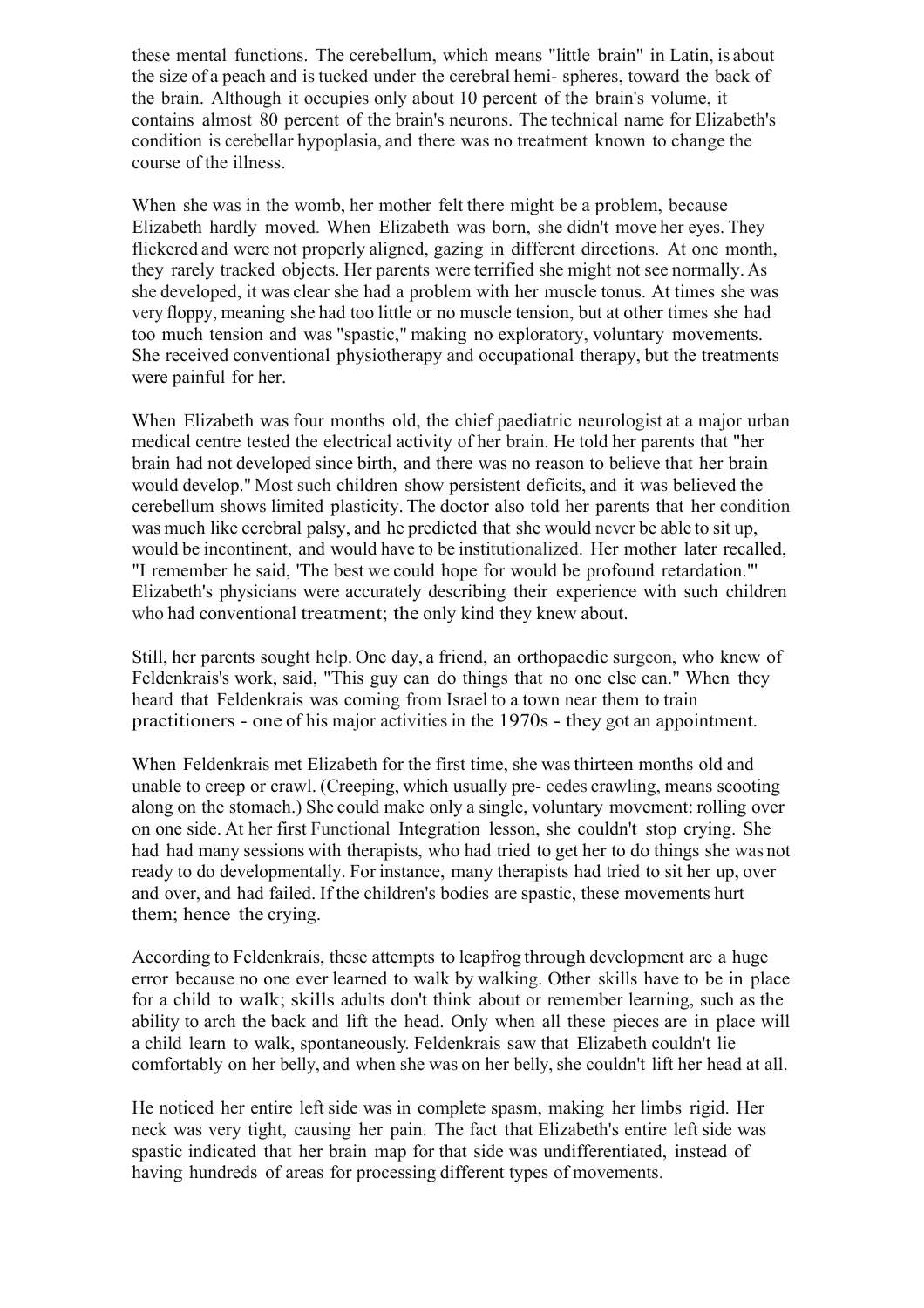these mental functions. The cerebellum, which means "little brain" in Latin, is about the size of a peach and is tucked under the cerebral hemi- spheres, toward the back of the brain. Although it occupies only about 10 percent of the brain's volume, it contains almost 80 percent of the brain's neurons. The technical name for Elizabeth's condition is cerebellar hypoplasia, and there was no treatment known to change the course of the illness.

When she was in the womb, her mother felt there might be a problem, because Elizabeth hardly moved. When Elizabeth was born, she didn't move her eyes. They flickered and were not properly aligned, gazing in different directions. At one month, they rarely tracked objects. Her parents were terrified she might not see normally. As she developed, it was clear she had a problem with her muscle tonus. At times she was very floppy, meaning she had too little or no muscle tension, but at other times she had too much tension and was "spastic," making no exploratory, voluntary movements. She received conventional physiotherapy and occupational therapy, but the treatments were painful for her.

When Elizabeth was four months old, the chief paediatric neurologist at a major urban medical centre tested the electrical activity of her brain. He told her parents that "her brain had not developed since birth, and there was no reason to believe that her brain would develop." Most such children show persistent deficits, and it was believed the cerebellum shows limited plasticity. The doctor also told her parents that her condition was much like cerebral palsy, and he predicted that she would never be able to sit up, would be incontinent, and would have to be institutionalized. Her mother later recalled, "I remember he said, 'The best we could hope for would be profound retardation.'" Elizabeth's physicians were accurately describing their experience with such children who had conventional treatment; the only kind they knew about.

Still, her parents sought help. One day, a friend, an orthopaedic surgeon, who knew of Feldenkrais's work, said, "This guy can do things that no one else can." When they heard that Feldenkrais was coming from Israel to a town near them to train practitioners - one of his major activities in the 1970s - they got an appointment.

When Feldenkrais met Elizabeth for the first time, she was thirteen months old and unable to creep or crawl. (Creeping, which usually pre- cedes crawling, means scooting along on the stomach.) She could make only a single, voluntary movement: rolling over on one side. At her first Functional Integration lesson, she couldn't stop crying. She had had many sessions with therapists, who had tried to get her to do things she was not ready to do developmentally. For instance, many therapists had tried to sit her up, over and over, and had failed. If the children's bodies are spastic, these movements hurt them; hence the crying.

According to Feldenkrais, these attempts to leapfrog through development are a huge error because no one ever learned to walk by walking. Other skills have to be in place for a child to walk; skills adults don't think about or remember learning, such as the ability to arch the back and lift the head. Only when all these pieces are in place will a child learn to walk, spontaneously. Feldenkrais saw that Elizabeth couldn't lie comfortably on her belly, and when she was on her belly, she couldn't lift her head at all.

He noticed her entire left side was in complete spasm, making her limbs rigid. Her neck was very tight, causing her pain. The fact that Elizabeth's entire left side was spastic indicated that her brain map for that side was undifferentiated, instead of having hundreds of areas for processing different types of movements.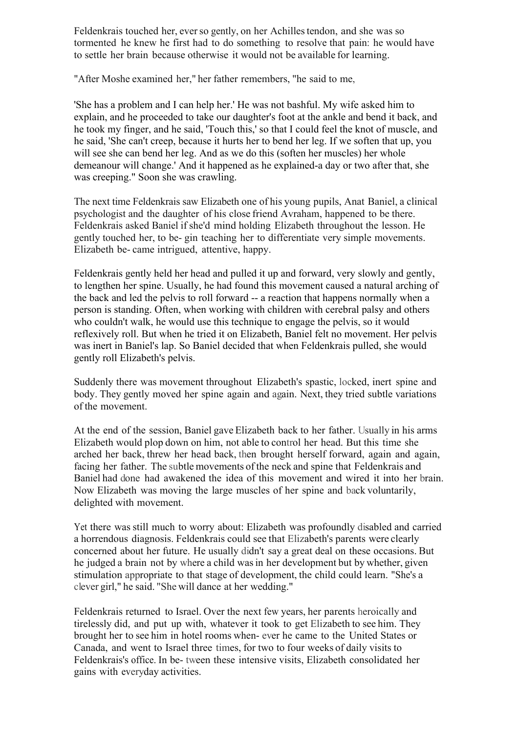Feldenkrais touched her, ever so gently, on her Achilles tendon, and she was so tormented he knew he first had to do something to resolve that pain: he would have to settle her brain because otherwise it would not be available for learning.

"After Moshe examined her," her father remembers, "he said to me,

'She has a problem and I can help her.' He was not bashful. My wife asked him to explain, and he proceeded to take our daughter's foot at the ankle and bend it back, and he took my finger, and he said, 'Touch this,' so that I could feel the knot of muscle, and he said, 'She can't creep, because it hurts her to bend her leg. If we soften that up, you will see she can bend her leg. And as we do this (soften her muscles) her whole demeanour will change.' And it happened as he explained-a day or two after that, she was creeping." Soon she was crawling.

The next time Feldenkrais saw Elizabeth one of his young pupils, Anat Baniel, a clinical psychologist and the daughter of his close friend Avraham, happened to be there. Feldenkrais asked Baniel if she'd mind holding Elizabeth throughout the lesson. He gently touched her, to be- gin teaching her to differentiate very simple movements. Elizabeth be- came intrigued, attentive, happy.

Feldenkrais gently held her head and pulled it up and forward, very slowly and gently, to lengthen her spine. Usually, he had found this movement caused a natural arching of the back and led the pelvis to roll forward -- a reaction that happens normally when a person is standing. Often, when working with children with cerebral palsy and others who couldn't walk, he would use this technique to engage the pelvis, so it would reflexively roll. But when he tried it on Elizabeth, Baniel felt no movement. Her pelvis was inert in Baniel's lap. So Baniel decided that when Feldenkrais pulled, she would gently roll Elizabeth's pelvis.

Suddenly there was movement throughout Elizabeth's spastic, locked, inert spine and body. They gently moved her spine again and again. Next, they tried subtle variations of the movement.

At the end of the session, Baniel gave Elizabeth back to her father. Usually in his arms Elizabeth would plop down on him, not able to control her head. But this time she arched her back, threw her head back, then brought herself forward, again and again, facing her father. The subtle movements of the neck and spine that Feldenkrais and Baniel had done had awakened the idea of this movement and wired it into her brain. Now Elizabeth was moving the large muscles of her spine and back voluntarily, delighted with movement.

Yet there was still much to worry about: Elizabeth was profoundly disabled and carried a horrendous diagnosis. Feldenkrais could see that Elizabeth's parents were clearly concerned about her future. He usually didn't say a great deal on these occasions. But he judged a brain not by where a child was in her development but by whether, given stimulation appropriate to that stage of development, the child could learn. "She's a clever girl," he said. "She will dance at her wedding."

Feldenkrais returned to Israel. Over the next few years, her parents heroically and tirelessly did, and put up with, whatever it took to get Elizabeth to see him. They brought her to see him in hotel rooms when- ever he came to the United States or Canada, and went to Israel three times, for two to four weeks of daily visits to Feldenkrais's office. In be- tween these intensive visits, Elizabeth consolidated her gains with everyday activities.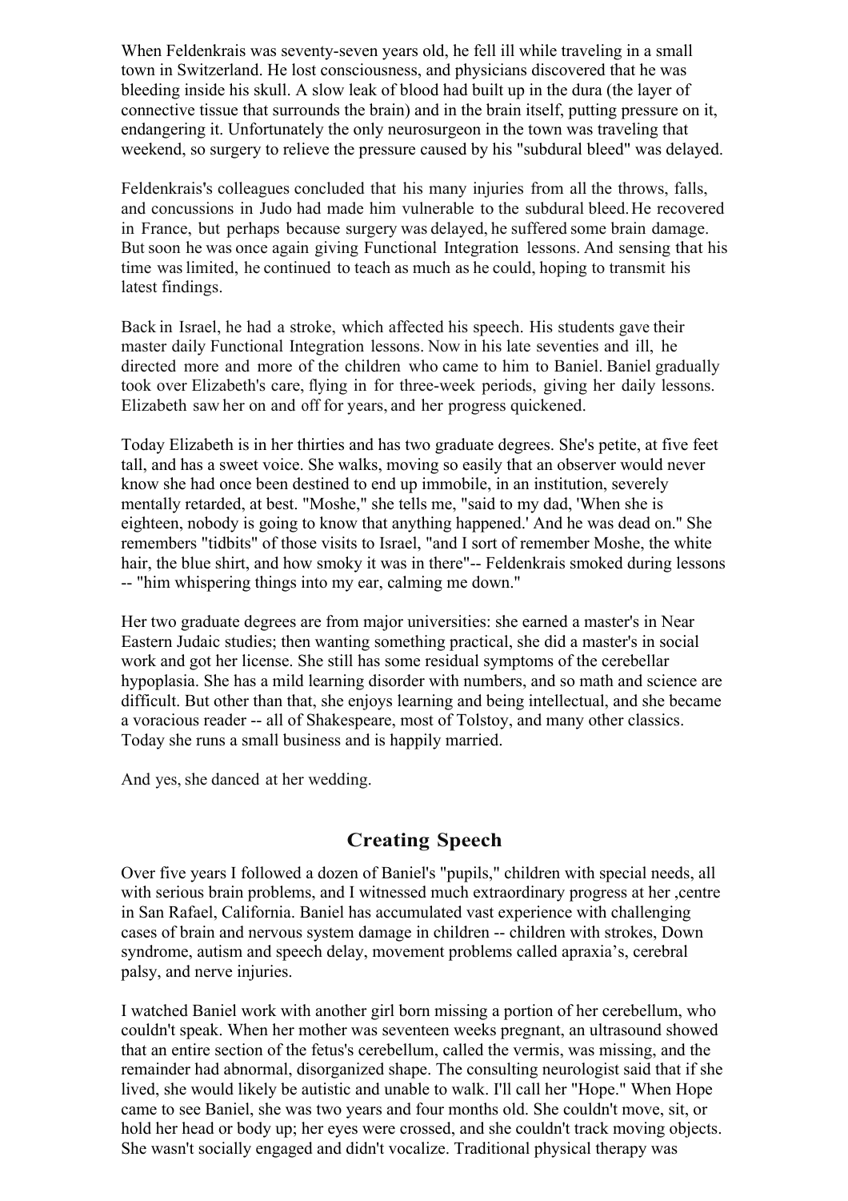When Feldenkrais was seventy-seven years old, he fell ill while traveling in a small town in Switzerland. He lost consciousness, and physicians discovered that he was bleeding inside his skull. A slow leak of blood had built up in the dura (the layer of connective tissue that surrounds the brain) and in the brain itself, putting pressure on it, endangering it. Unfortunately the only neurosurgeon in the town was traveling that weekend, so surgery to relieve the pressure caused by his "subdural bleed" was delayed.

Feldenkrais's colleagues concluded that his many injuries from all the throws, falls, and concussions in Judo had made him vulnerable to the subdural bleed. He recovered in France, but perhaps because surgery was delayed, he suffered some brain damage. But soon he was once again giving Functional Integration lessons. And sensing that his time was limited, he continued to teach as much as he could, hoping to transmit his latest findings.

Back in Israel, he had a stroke, which affected his speech. His students gave their master daily Functional Integration lessons. Now in his late seventies and ill, he directed more and more of the children who came to him to Baniel. Baniel gradually took over Elizabeth's care, flying in for three-week periods, giving her daily lessons. Elizabeth saw her on and off for years, and her progress quickened.

Today Elizabeth is in her thirties and has two graduate degrees. She's petite, at five feet tall, and has a sweet voice. She walks, moving so easily that an observer would never know she had once been destined to end up immobile, in an institution, severely mentally retarded, at best. "Moshe," she tells me, "said to my dad, 'When she is eighteen, nobody is going to know that anything happened.' And he was dead on." She remembers "tidbits" of those visits to Israel, "and I sort of remember Moshe, the white hair, the blue shirt, and how smoky it was in there"-- Feldenkrais smoked during lessons -- "him whispering things into my ear, calming me down."

Her two graduate degrees are from major universities: she earned a master's in Near Eastern Judaic studies; then wanting something practical, she did a master's in social work and got her license. She still has some residual symptoms of the cerebellar hypoplasia. She has a mild learning disorder with numbers, and so math and science are difficult. But other than that, she enjoys learning and being intellectual, and she became a voracious reader -- all of Shakespeare, most of Tolstoy, and many other classics. Today she runs a small business and is happily married.

And yes, she danced at her wedding.

## Creating Speech

Over five years I followed a dozen of Baniel's "pupils," children with special needs, all with serious brain problems, and I witnessed much extraordinary progress at her ,centre in San Rafael, California. Baniel has accumulated vast experience with challenging cases of brain and nervous system damage in children -- children with strokes, Down syndrome, autism and speech delay, movement problems called apraxia's, cerebral palsy, and nerve injuries.

I watched Baniel work with another girl born missing a portion of her cerebellum, who couldn't speak. When her mother was seventeen weeks pregnant, an ultrasound showed that an entire section of the fetus's cerebellum, called the vermis, was missing, and the remainder had abnormal, disorganized shape. The consulting neurologist said that if she lived, she would likely be autistic and unable to walk. I'll call her "Hope." When Hope came to see Baniel, she was two years and four months old. She couldn't move, sit, or hold her head or body up; her eyes were crossed, and she couldn't track moving objects. She wasn't socially engaged and didn't vocalize. Traditional physical therapy was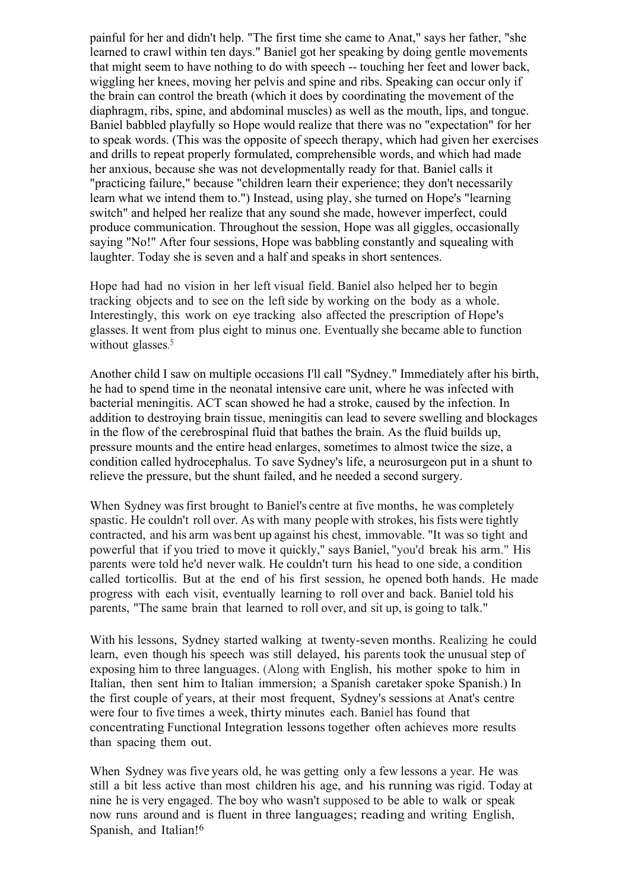painful for her and didn't help. "The first time she came to Anat," says her father, "she learned to crawl within ten days." Baniel got her speaking by doing gentle movements that might seem to have nothing to do with speech -- touching her feet and lower back, wiggling her knees, moving her pelvis and spine and ribs. Speaking can occur only if the brain can control the breath (which it does by coordinating the movement of the diaphragm, ribs, spine, and abdominal muscles) as well as the mouth, lips, and tongue. Baniel babbled playfully so Hope would realize that there was no "expectation" for her to speak words. (This was the opposite of speech therapy, which had given her exercises and drills to repeat properly formulated, comprehensible words, and which had made her anxious, because she was not developmentally ready for that. Baniel calls it "practicing failure," because "children learn their experience; they don't necessarily learn what we intend them to.") Instead, using play, she turned on Hope's "learning switch" and helped her realize that any sound she made, however imperfect, could produce communication. Throughout the session, Hope was all giggles, occasionally saying "No!" After four sessions, Hope was babbling constantly and squealing with laughter. Today she is seven and a half and speaks in short sentences.

Hope had had no vision in her left visual field. Baniel also helped her to begin tracking objects and to see on the left side by working on the body as a whole. Interestingly, this work on eye tracking also affected the prescription of Hope's glasses. It went from plus eight to minus one. Eventually she became able to function without glasses.[5]

Another child I saw on multiple occasions I'll call "Sydney." Immediately after his birth, he had to spend time in the neonatal intensive care unit, where he was infected with bacterial meningitis. ACT scan showed he had a stroke, caused by the infection. In addition to destroying brain tissue, meningitis can lead to severe swelling and blockages in the flow of the cerebrospinal fluid that bathes the brain. As the fluid builds up, pressure mounts and the entire head enlarges, sometimes to almost twice the size, a condition called hydrocephalus. To save Sydney's life, a neurosurgeon put in a shunt to relieve the pressure, but the shunt failed, and he needed a second surgery.

When Sydney was first brought to Baniel's centre at five months, he was completely spastic. He couldn't roll over. As with many people with strokes, his fists were tightly contracted, and his arm was bent up against his chest, immovable. "It was so tight and powerful that if you tried to move it quickly," says Baniel, "you'd break his arm." His parents were told he'd never walk. He couldn't turn his head to one side, a condition called torticollis. But at the end of his first session, he opened both hands. He made progress with each visit, eventually learning to roll over and back. Baniel told his parents, "The same brain that learned to roll over, and sit up, is going to talk."

With his lessons, Sydney started walking at twenty-seven months. Realizing he could learn, even though his speech was still delayed, his parents took the unusual step of exposing him to three languages. (Along with English, his mother spoke to him in Italian, then sent him to Italian immersion; a Spanish caretaker spoke Spanish.) In the first couple of years, at their most frequent, Sydney's sessions at Anat's centre were four to five times a week, thirty minutes each. Baniel has found that concentrating Functional Integration lessons together often achieves more results than spacing them out.

When Sydney was five years old, he was getting only a few lessons a year. He was still a bit less active than most children his age, and his running was rigid. Today at nine he is very engaged. The boy who wasn't supposed to be able to walk or speak now runs around and is fluent in three languages; reading and writing English, Spanish, and Italian![6]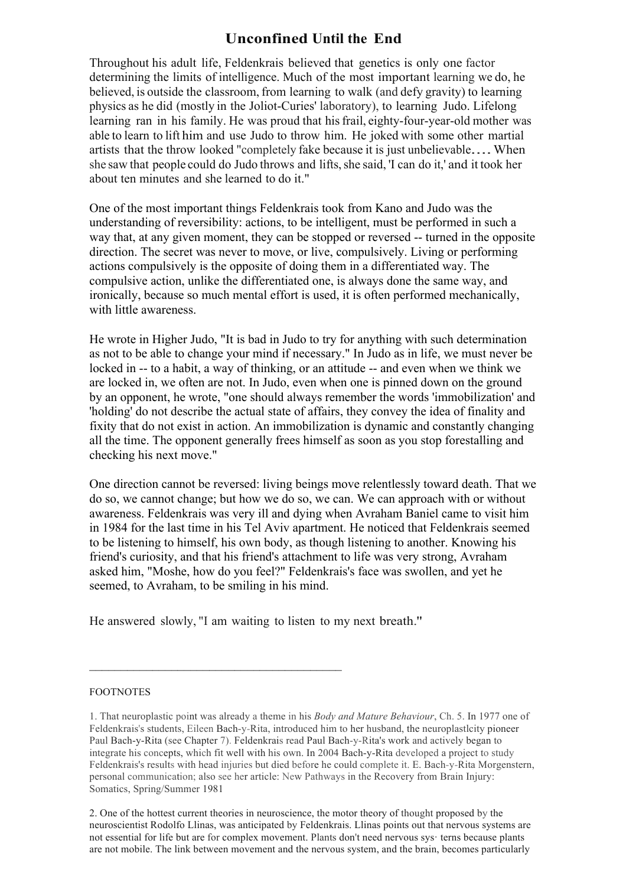## Unconfined Until the End

Throughout his adult life, Feldenkrais believed that genetics is only one factor determining the limits of intelligence. Much of the most important learning we do, he believed, is outside the classroom, from learning to walk (and defy gravity) to learning physics as he did (mostly in the Joliot-Curies' laboratory), to learning Judo. Lifelong learning ran in his family. He was proud that his frail, eighty-four-year-old mother was able to learn to lift him and use Judo to throw him. He joked with some other martial artists that the throw looked "completely fake because it is just unbelievable.... When she saw that people could do Judo throws and lifts, she said, 'I can do it,' and it took her about ten minutes and she learned to do it."

One of the most important things Feldenkrais took from Kano and Judo was the understanding of reversibility: actions, to be intelligent, must be performed in such a way that, at any given moment, they can be stopped or reversed -- turned in the opposite direction. The secret was never to move, or live, compulsively. Living or performing actions compulsively is the opposite of doing them in a differentiated way. The compulsive action, unlike the differentiated one, is always done the same way, and ironically, because so much mental effort is used, it is often performed mechanically, with little awareness.

He wrote in Higher Judo, "It is bad in Judo to try for anything with such determination as not to be able to change your mind if necessary." In Judo as in life, we must never be locked in -- to a habit, a way of thinking, or an attitude -- and even when we think we are locked in, we often are not. In Judo, even when one is pinned down on the ground by an opponent, he wrote, "one should always remember the words 'immobilization' and 'holding' do not describe the actual state of affairs, they convey the idea of finality and fixity that do not exist in action. An immobilization is dynamic and constantly changing all the time. The opponent generally frees himself as soon as you stop forestalling and checking his next move."

One direction cannot be reversed: living beings move relentlessly toward death. That we do so, we cannot change; but how we do so, we can. We can approach with or without awareness. Feldenkrais was very ill and dying when Avraham Baniel came to visit him in 1984 for the last time in his Tel Aviv apartment. He noticed that Feldenkrais seemed to be listening to himself, his own body, as though listening to another. Knowing his friend's curiosity, and that his friend's attachment to life was very strong, Avraham asked him, "Moshe, how do you feel?" Feldenkrais's face was swollen, and yet he seemed, to Avraham, to be smiling in his mind.

He answered slowly, "I am waiting to listen to my next breath."

---

FOOTNOTES

1. That neuroplastic point was already a theme in his *Body and Mature Behaviour*, Ch. 5. In 1977 one of Feldenkrais's students, Eileen Bach-y-Rita, introduced him to her husband, the neuroplastlcity pioneer Paul Bach-y-Rita (see Chapter 7). Feldenkrais read Paul Bach-y-Rita's work and actively began to integrate his concepts, which fit well with his own. In 2004 Bach-y-Rita developed a project to study Feldenkrais's results with head injuries but died before he could complete it. E. Bach-y-Rita Morgenstern, personal communication; also see her article: New Pathways in the Recovery from Brain Injury: Somatics, Spring/Summer 1981

2. One of the hottest current theories in neuroscience, the motor theory of thought proposed by the neuroscientist Rodolfo Llinas, was anticipated by Feldenkrais. Llinas points out that nervous systems are not essential for life but are for complex movement. Plants don't need nervous sys· terns because plants are not mobile. The link between movement and the nervous system, and the brain, becomes particularly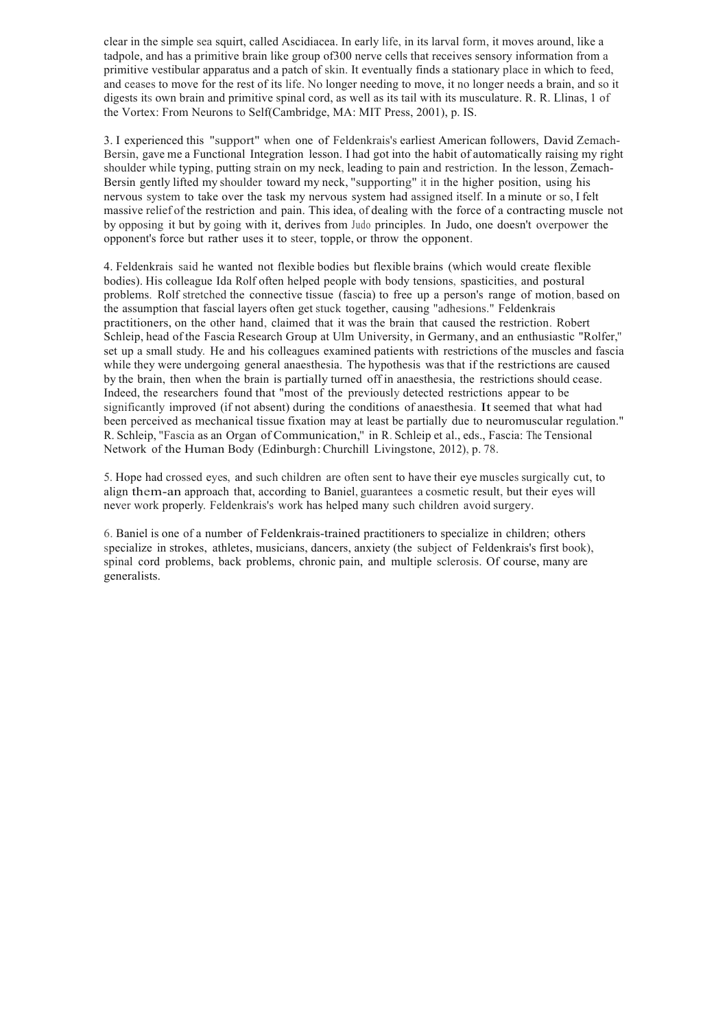clear in the simple sea squirt, called Ascidiacea. In early life, in its larval form, it moves around, like a tadpole, and has a primitive brain like group of300 nerve cells that receives sensory information from a primitive vestibular apparatus and a patch of skin. It eventually finds a stationary place in which to feed, and ceases to move for the rest of its life. No longer needing to move, it no longer needs a brain, and so it digests its own brain and primitive spinal cord, as well as its tail with its musculature. R. R. Llinas, 1 of the Vortex: From Neurons to Self(Cambridge, MA: MIT Press, 2001), p. IS.

3. I experienced this "support" when one of Feldenkrais's earliest American followers, David Zemach-Bersin, gave me a Functional Integration lesson. I had got into the habit of automatically raising my right shoulder while typing, putting strain on my neck, leading to pain and restriction. In the lesson, Zemach-Bersin gently lifted my shoulder toward my neck, "supporting" it in the higher position, using his nervous system to take over the task my nervous system had assigned itself. In a minute or so, I felt massive relief of the restriction and pain. This idea, of dealing with the force of a contracting muscle not by opposing it but by going with it, derives from Judo principles. In Judo, one doesn't overpower the opponent's force but rather uses it to steer, topple, or throw the opponent.

4. Feldenkrais said he wanted not flexible bodies but flexible brains (which would create flexible bodies). His colleague Ida Rolf often helped people with body tensions, spasticities, and postural problems. Rolf stretched the connective tissue (fascia) to free up a person's range of motion, based on the assumption that fascial layers often get stuck together, causing "adhesions." Feldenkrais practitioners, on the other hand, claimed that it was the brain that caused the restriction. Robert Schleip, head of the Fascia Research Group at Ulm University, in Germany, and an enthusiastic "Rolfer," set up a small study. He and his colleagues examined patients with restrictions of the muscles and fascia while they were undergoing general anaesthesia. The hypothesis was that if the restrictions are caused by the brain, then when the brain is partially turned off in anaesthesia, the restrictions should cease. Indeed, the researchers found that "most of the previously detected restrictions appear to be significantly improved (if not absent) during the conditions of anaesthesia. It seemed that what had been perceived as mechanical tissue fixation may at least be partially due to neuromuscular regulation." R. Schleip, "Fascia as an Organ of Communication," in R. Schleip et al., eds., Fascia: The Tensional Network of the Human Body (Edinburgh: Churchill Livingstone, 2012), p. 78.

5. Hope had crossed eyes, and such children are often sent to have their eye muscles surgically cut, to align them-an approach that, according to Baniel, guarantees a cosmetic result, but their eyes will never work properly. Feldenkrais's work has helped many such children avoid surgery.

6. Baniel is one of a number of Feldenkrais-trained practitioners to specialize in children; others specialize in strokes, athletes, musicians, dancers, anxiety (the subject of Feldenkrais's first book), spinal cord problems, back problems, chronic pain, and multiple sclerosis. Of course, many are generalists.